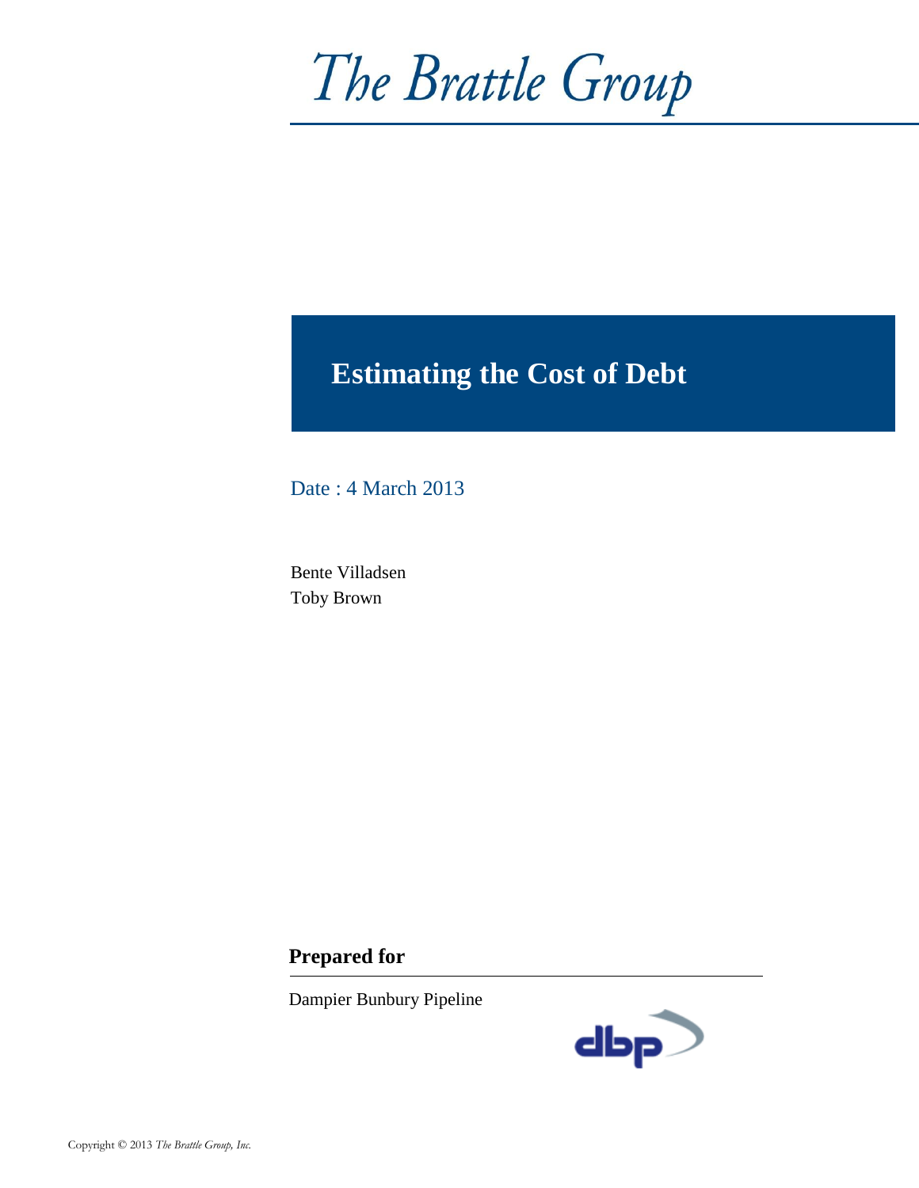*The Brattle Group*

# Estimating the Cost of Debt

Date : 4 March 2013

Bente Villadsen
Toby Brown

**Prepared for**

Dampier Bunbury Pipeline

Copyright © 2013 *The Brattle Group, Inc.*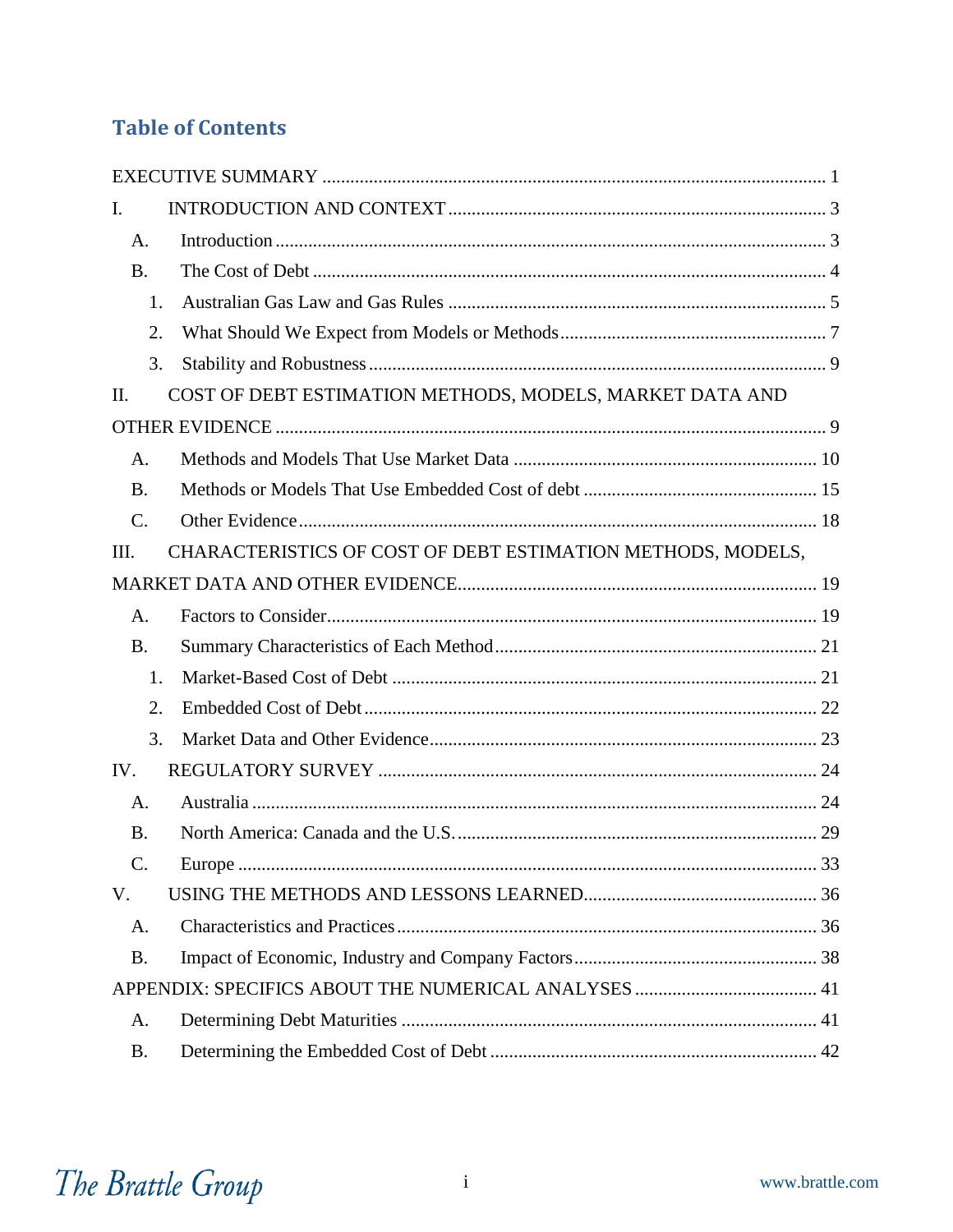# Table of Contents

EXECUTIVE SUMMARY ........................................................................................................... 1

I. INTRODUCTION AND CONTEXT ................................................................................. 3

- A. Introduction ..................................................................................................................... 3
- B. The Cost of Debt .............................................................................................................. 4
  - 1. Australian Gas Law and Gas Rules ................................................................................ 5
  - 2. What Should We Expect from Models or Methods ......................................................... 7
  - 3. Stability and Robustness .................................................................................................. 9

II. COST OF DEBT ESTIMATION METHODS, MODELS, MARKET DATA AND OTHER EVIDENCE ..................................................................................................................... 9

- A. Methods and Models That Use Market Data ................................................................ 10
- B. Methods or Models That Use Embedded Cost of debt .................................................. 15
- C. Other Evidence .............................................................................................................. 18

III. CHARACTERISTICS OF COST OF DEBT ESTIMATION METHODS, MODELS, MARKET DATA AND OTHER EVIDENCE ............................................................................ 19

- A. Factors to Consider......................................................................................................... 19
- B. Summary Characteristics of Each Method .................................................................... 21
  - 1. Market-Based Cost of Debt .......................................................................................... 21
  - 2. Embedded Cost of Debt ................................................................................................. 22
  - 3. Market Data and Other Evidence .................................................................................. 23

IV. REGULATORY SURVEY ............................................................................................. 24

- A. Australia ........................................................................................................................ 24
- B. North America: Canada and the U.S. ............................................................................ 29
- C. Europe ........................................................................................................................... 33

V. USING THE METHODS AND LESSONS LEARNED.................................................. 36

- A. Characteristics and Practices .......................................................................................... 36
- B. Impact of Economic, Industry and Company Factors .................................................... 38

APPENDIX: SPECIFICS ABOUT THE NUMERICAL ANALYSES ....................................... 41

- A. Determining Debt Maturities ......................................................................................... 41
- B. Determining the Embedded Cost of Debt ...................................................................... 42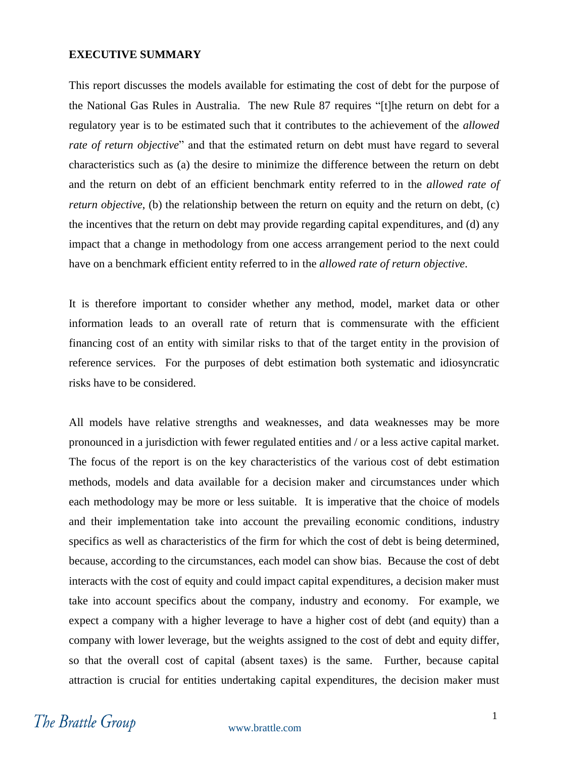**EXECUTIVE SUMMARY**

This report discusses the models available for estimating the cost of debt for the purpose of the National Gas Rules in Australia. The new Rule 87 requires "[t]he return on debt for a regulatory year is to be estimated such that it contributes to the achievement of the *allowed rate of return objective*" and that the estimated return on debt must have regard to several characteristics such as (a) the desire to minimize the difference between the return on debt and the return on debt of an efficient benchmark entity referred to in the *allowed rate of return objective*, (b) the relationship between the return on equity and the return on debt, (c) the incentives that the return on debt may provide regarding capital expenditures, and (d) any impact that a change in methodology from one access arrangement period to the next could have on a benchmark efficient entity referred to in the *allowed rate of return objective*.

It is therefore important to consider whether any method, model, market data or other information leads to an overall rate of return that is commensurate with the efficient financing cost of an entity with similar risks to that of the target entity in the provision of reference services. For the purposes of debt estimation both systematic and idiosyncratic risks have to be considered.

All models have relative strengths and weaknesses, and data weaknesses may be more pronounced in a jurisdiction with fewer regulated entities and / or a less active capital market. The focus of the report is on the key characteristics of the various cost of debt estimation methods, models and data available for a decision maker and circumstances under which each methodology may be more or less suitable. It is imperative that the choice of models and their implementation take into account the prevailing economic conditions, industry specifics as well as characteristics of the firm for which the cost of debt is being determined, because, according to the circumstances, each model can show bias. Because the cost of debt interacts with the cost of equity and could impact capital expenditures, a decision maker must take into account specifics about the company, industry and economy. For example, we expect a company with a higher leverage to have a higher cost of debt (and equity) than a company with lower leverage, but the weights assigned to the cost of debt and equity differ, so that the overall cost of capital (absent taxes) is the same. Further, because capital attraction is crucial for entities undertaking capital expenditures, the decision maker must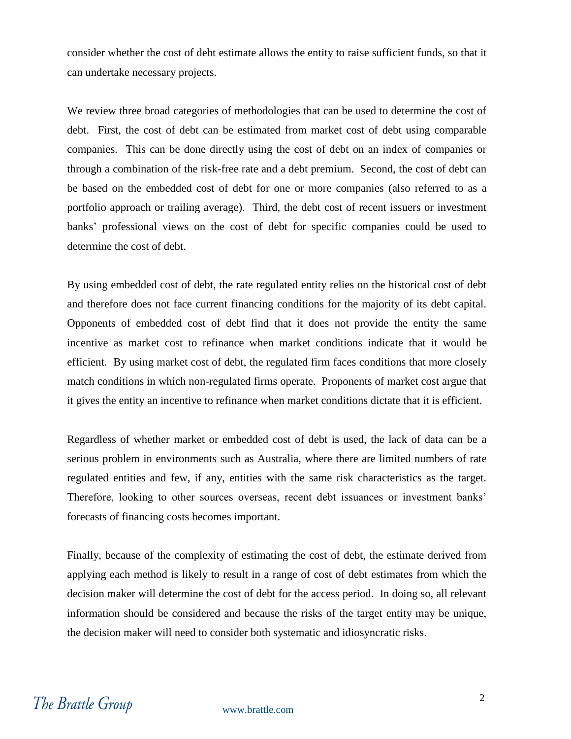consider whether the cost of debt estimate allows the entity to raise sufficient funds, so that it can undertake necessary projects.

We review three broad categories of methodologies that can be used to determine the cost of debt. First, the cost of debt can be estimated from market cost of debt using comparable companies. This can be done directly using the cost of debt on an index of companies or through a combination of the risk-free rate and a debt premium. Second, the cost of debt can be based on the embedded cost of debt for one or more companies (also referred to as a portfolio approach or trailing average). Third, the debt cost of recent issuers or investment banks' professional views on the cost of debt for specific companies could be used to determine the cost of debt.

By using embedded cost of debt, the rate regulated entity relies on the historical cost of debt and therefore does not face current financing conditions for the majority of its debt capital. Opponents of embedded cost of debt find that it does not provide the entity the same incentive as market cost to refinance when market conditions indicate that it would be efficient. By using market cost of debt, the regulated firm faces conditions that more closely match conditions in which non-regulated firms operate. Proponents of market cost argue that it gives the entity an incentive to refinance when market conditions dictate that it is efficient.

Regardless of whether market or embedded cost of debt is used, the lack of data can be a serious problem in environments such as Australia, where there are limited numbers of rate regulated entities and few, if any, entities with the same risk characteristics as the target. Therefore, looking to other sources overseas, recent debt issuances or investment banks' forecasts of financing costs becomes important.

Finally, because of the complexity of estimating the cost of debt, the estimate derived from applying each method is likely to result in a range of cost of debt estimates from which the decision maker will determine the cost of debt for the access period. In doing so, all relevant information should be considered and because the risks of the target entity may be unique, the decision maker will need to consider both systematic and idiosyncratic risks.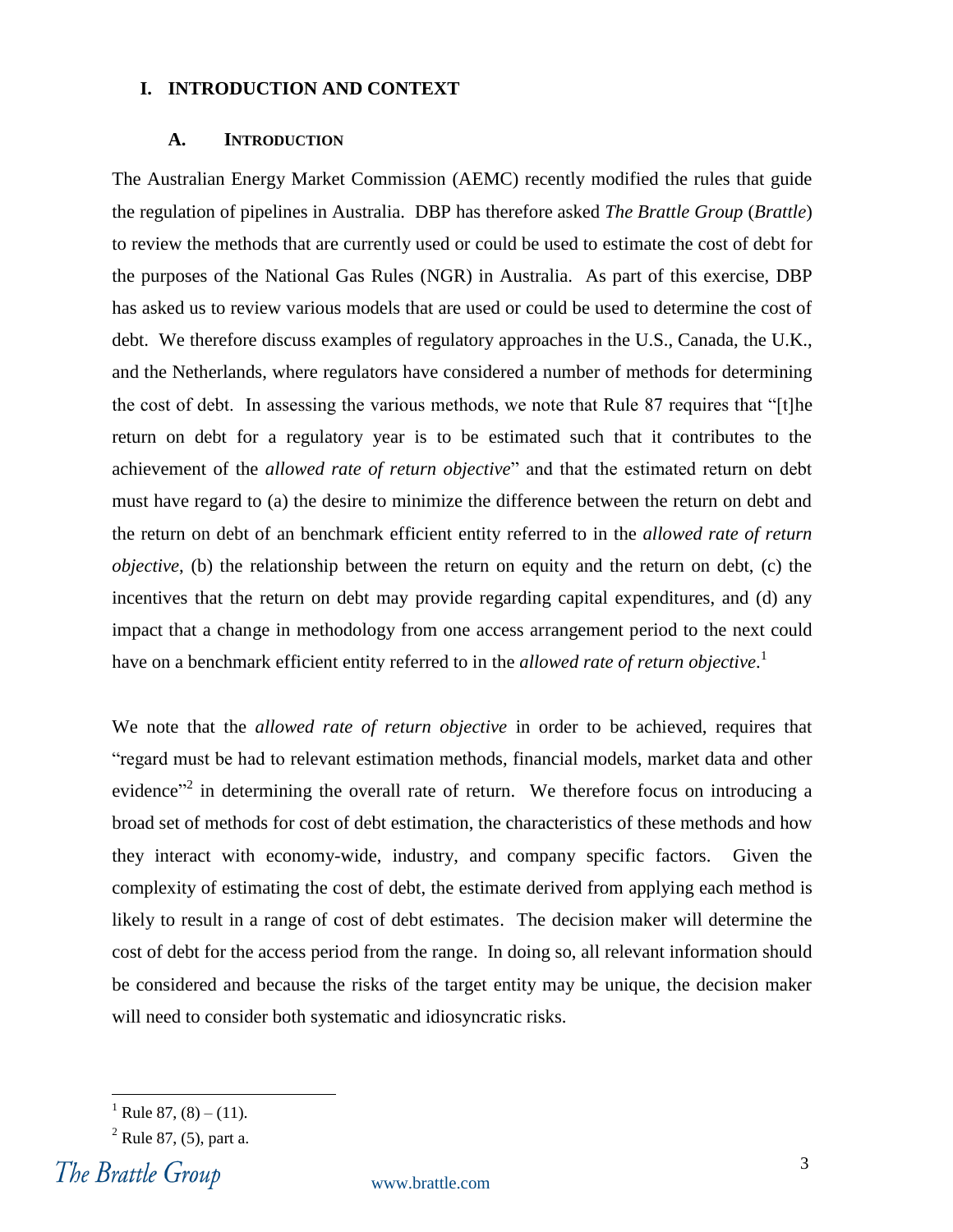## I. INTRODUCTION AND CONTEXT

### A. INTRODUCTION

The Australian Energy Market Commission (AEMC) recently modified the rules that guide the regulation of pipelines in Australia. DBP has therefore asked *The Brattle Group* (*Brattle*) to review the methods that are currently used or could be used to estimate the cost of debt for the purposes of the National Gas Rules (NGR) in Australia. As part of this exercise, DBP has asked us to review various models that are used or could be used to determine the cost of debt. We therefore discuss examples of regulatory approaches in the U.S., Canada, the U.K., and the Netherlands, where regulators have considered a number of methods for determining the cost of debt. In assessing the various methods, we note that Rule 87 requires that "[t]he return on debt for a regulatory year is to be estimated such that it contributes to the achievement of the *allowed rate of return objective*" and that the estimated return on debt must have regard to (a) the desire to minimize the difference between the return on debt and the return on debt of an benchmark efficient entity referred to in the *allowed rate of return objective*, (b) the relationship between the return on equity and the return on debt, (c) the incentives that the return on debt may provide regarding capital expenditures, and (d) any impact that a change in methodology from one access arrangement period to the next could have on a benchmark efficient entity referred to in the *allowed rate of return objective*.[1]

We note that the *allowed rate of return objective* in order to be achieved, requires that "regard must be had to relevant estimation methods, financial models, market data and other evidence"[2] in determining the overall rate of return. We therefore focus on introducing a broad set of methods for cost of debt estimation, the characteristics of these methods and how they interact with economy-wide, industry, and company specific factors. Given the complexity of estimating the cost of debt, the estimate derived from applying each method is likely to result in a range of cost of debt estimates. The decision maker will determine the cost of debt for the access period from the range. In doing so, all relevant information should be considered and because the risks of the target entity may be unique, the decision maker will need to consider both systematic and idiosyncratic risks.

---

[1] Rule 87, (8) – (11).

[2] Rule 87, (5), part a.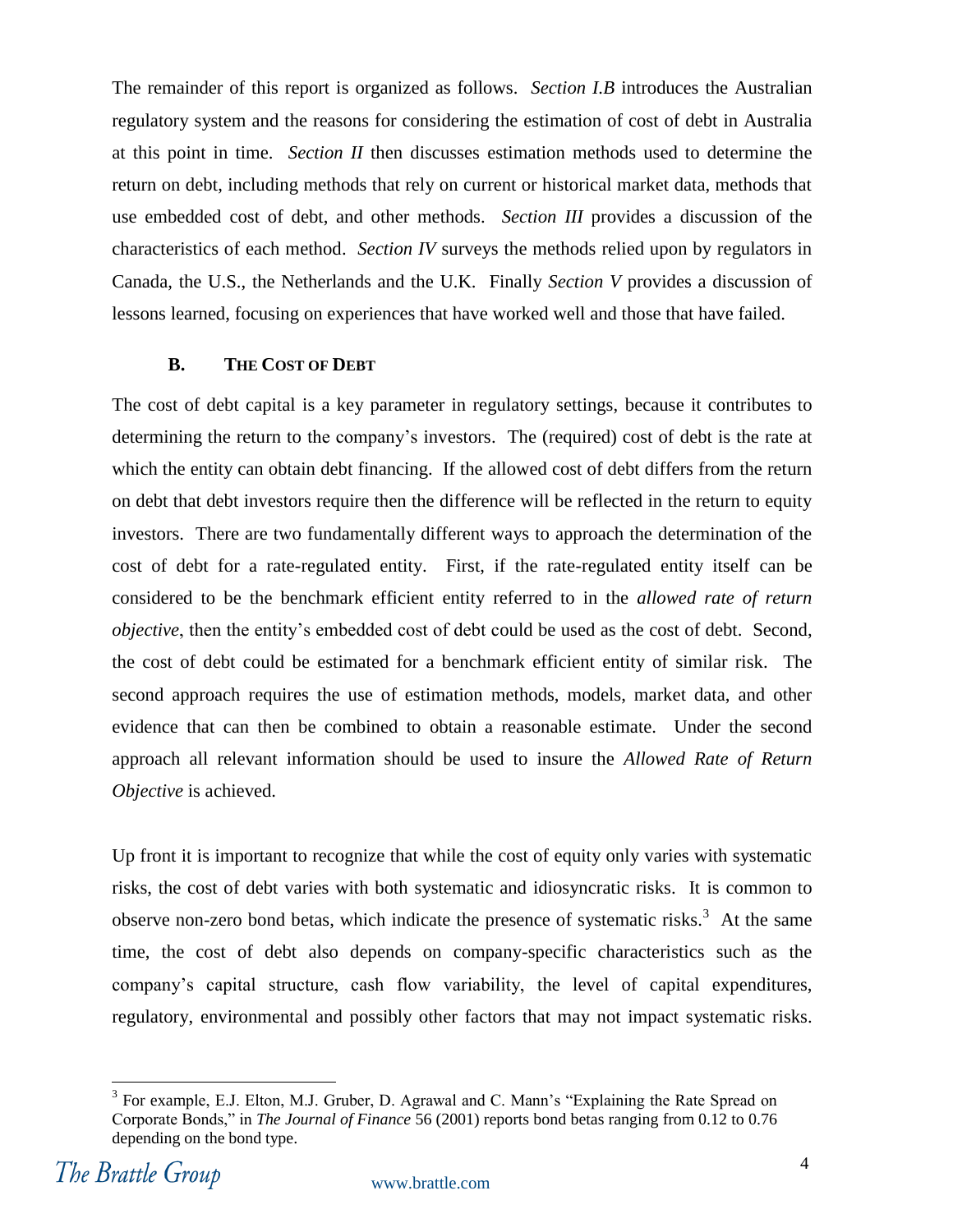The remainder of this report is organized as follows. *Section I.B* introduces the Australian regulatory system and the reasons for considering the estimation of cost of debt in Australia at this point in time. *Section II* then discusses estimation methods used to determine the return on debt, including methods that rely on current or historical market data, methods that use embedded cost of debt, and other methods. *Section III* provides a discussion of the characteristics of each method. *Section IV* surveys the methods relied upon by regulators in Canada, the U.S., the Netherlands and the U.K. Finally *Section V* provides a discussion of lessons learned, focusing on experiences that have worked well and those that have failed.

### B. THE COST OF DEBT

The cost of debt capital is a key parameter in regulatory settings, because it contributes to determining the return to the company's investors. The (required) cost of debt is the rate at which the entity can obtain debt financing. If the allowed cost of debt differs from the return on debt that debt investors require then the difference will be reflected in the return to equity investors. There are two fundamentally different ways to approach the determination of the cost of debt for a rate-regulated entity. First, if the rate-regulated entity itself can be considered to be the benchmark efficient entity referred to in the *allowed rate of return objective*, then the entity's embedded cost of debt could be used as the cost of debt. Second, the cost of debt could be estimated for a benchmark efficient entity of similar risk. The second approach requires the use of estimation methods, models, market data, and other evidence that can then be combined to obtain a reasonable estimate. Under the second approach all relevant information should be used to insure the *Allowed Rate of Return Objective* is achieved.

Up front it is important to recognize that while the cost of equity only varies with systematic risks, the cost of debt varies with both systematic and idiosyncratic risks. It is common to observe non-zero bond betas, which indicate the presence of systematic risks.[3] At the same time, the cost of debt also depends on company-specific characteristics such as the company's capital structure, cash flow variability, the level of capital expenditures, regulatory, environmental and possibly other factors that may not impact systematic risks.

[3] For example, E.J. Elton, M.J. Gruber, D. Agrawal and C. Mann's "Explaining the Rate Spread on Corporate Bonds," in *The Journal of Finance* 56 (2001) reports bond betas ranging from 0.12 to 0.76 depending on the bond type.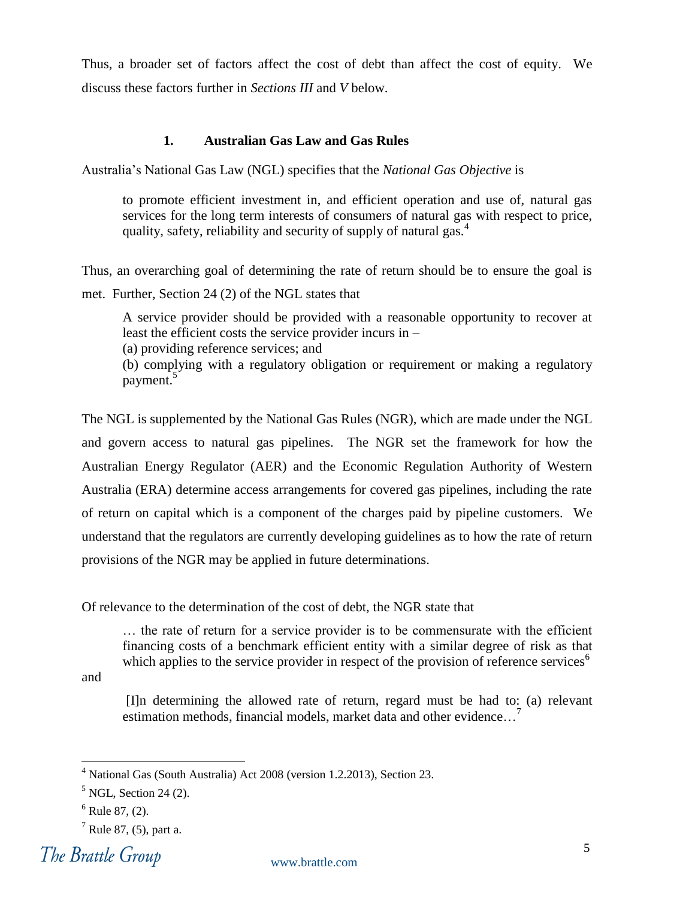Thus, a broader set of factors affect the cost of debt than affect the cost of equity. We discuss these factors further in *Sections III* and *V* below.

### 1. Australian Gas Law and Gas Rules

Australia's National Gas Law (NGL) specifies that the *National Gas Objective* is

> to promote efficient investment in, and efficient operation and use of, natural gas services for the long term interests of consumers of natural gas with respect to price, quality, safety, reliability and security of supply of natural gas.[4]

Thus, an overarching goal of determining the rate of return should be to ensure the goal is met. Further, Section 24 (2) of the NGL states that

> A service provider should be provided with a reasonable opportunity to recover at least the efficient costs the service provider incurs in –
> (a) providing reference services; and
> (b) complying with a regulatory obligation or requirement or making a regulatory payment.[5]

The NGL is supplemented by the National Gas Rules (NGR), which are made under the NGL and govern access to natural gas pipelines. The NGR set the framework for how the Australian Energy Regulator (AER) and the Economic Regulation Authority of Western Australia (ERA) determine access arrangements for covered gas pipelines, including the rate of return on capital which is a component of the charges paid by pipeline customers. We understand that the regulators are currently developing guidelines as to how the rate of return provisions of the NGR may be applied in future determinations.

Of relevance to the determination of the cost of debt, the NGR state that

> … the rate of return for a service provider is to be commensurate with the efficient financing costs of a benchmark efficient entity with a similar degree of risk as that which applies to the service provider in respect of the provision of reference services[6]

and

> [I]n determining the allowed rate of return, regard must be had to: (a) relevant estimation methods, financial models, market data and other evidence…[7]

---

[4] National Gas (South Australia) Act 2008 (version 1.2.2013), Section 23.

[5] NGL, Section 24 (2).

[6] Rule 87, (2).

[7] Rule 87, (5), part a.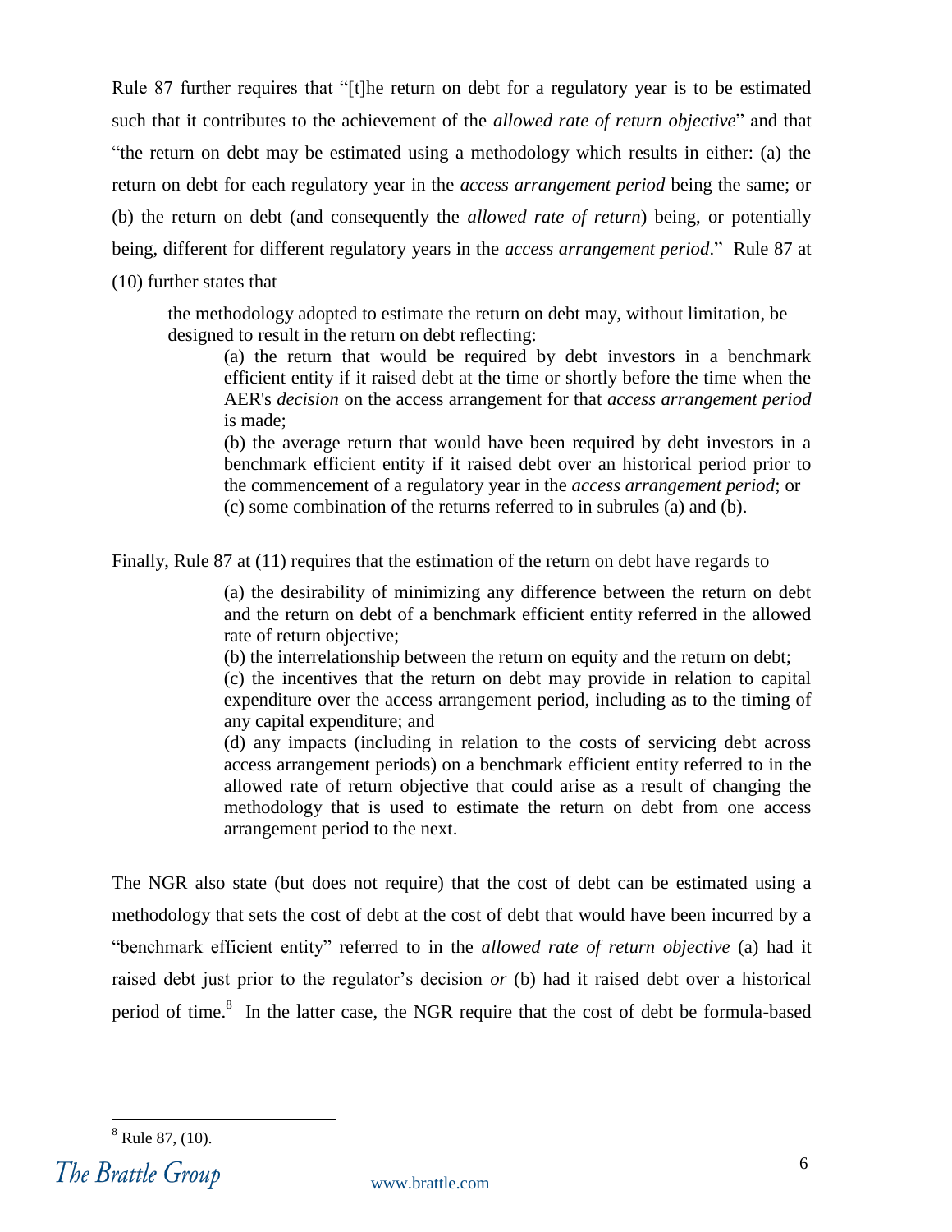Rule 87 further requires that "[t]he return on debt for a regulatory year is to be estimated such that it contributes to the achievement of the *allowed rate of return objective*" and that "the return on debt may be estimated using a methodology which results in either: (a) the return on debt for each regulatory year in the *access arrangement period* being the same; or (b) the return on debt (and consequently the *allowed rate of return*) being, or potentially being, different for different regulatory years in the *access arrangement period*." Rule 87 at (10) further states that

> the methodology adopted to estimate the return on debt may, without limitation, be designed to result in the return on debt reflecting:
>
> > (a) the return that would be required by debt investors in a benchmark efficient entity if it raised debt at the time or shortly before the time when the AER's *decision* on the access arrangement for that *access arrangement period* is made;
> >
> > (b) the average return that would have been required by debt investors in a benchmark efficient entity if it raised debt over an historical period prior to the commencement of a regulatory year in the *access arrangement period*; or
> >
> > (c) some combination of the returns referred to in subrules (a) and (b).

Finally, Rule 87 at (11) requires that the estimation of the return on debt have regards to

> (a) the desirability of minimizing any difference between the return on debt and the return on debt of a benchmark efficient entity referred in the allowed rate of return objective;
>
> (b) the interrelationship between the return on equity and the return on debt;
>
> (c) the incentives that the return on debt may provide in relation to capital expenditure over the access arrangement period, including as to the timing of any capital expenditure; and
>
> (d) any impacts (including in relation to the costs of servicing debt across access arrangement periods) on a benchmark efficient entity referred to in the allowed rate of return objective that could arise as a result of changing the methodology that is used to estimate the return on debt from one access arrangement period to the next.

The NGR also state (but does not require) that the cost of debt can be estimated using a methodology that sets the cost of debt at the cost of debt that would have been incurred by a "benchmark efficient entity" referred to in the *allowed rate of return objective* (a) had it raised debt just prior to the regulator's decision *or* (b) had it raised debt over a historical period of time.[8] In the latter case, the NGR require that the cost of debt be formula-based

---

[8] Rule 87, (10).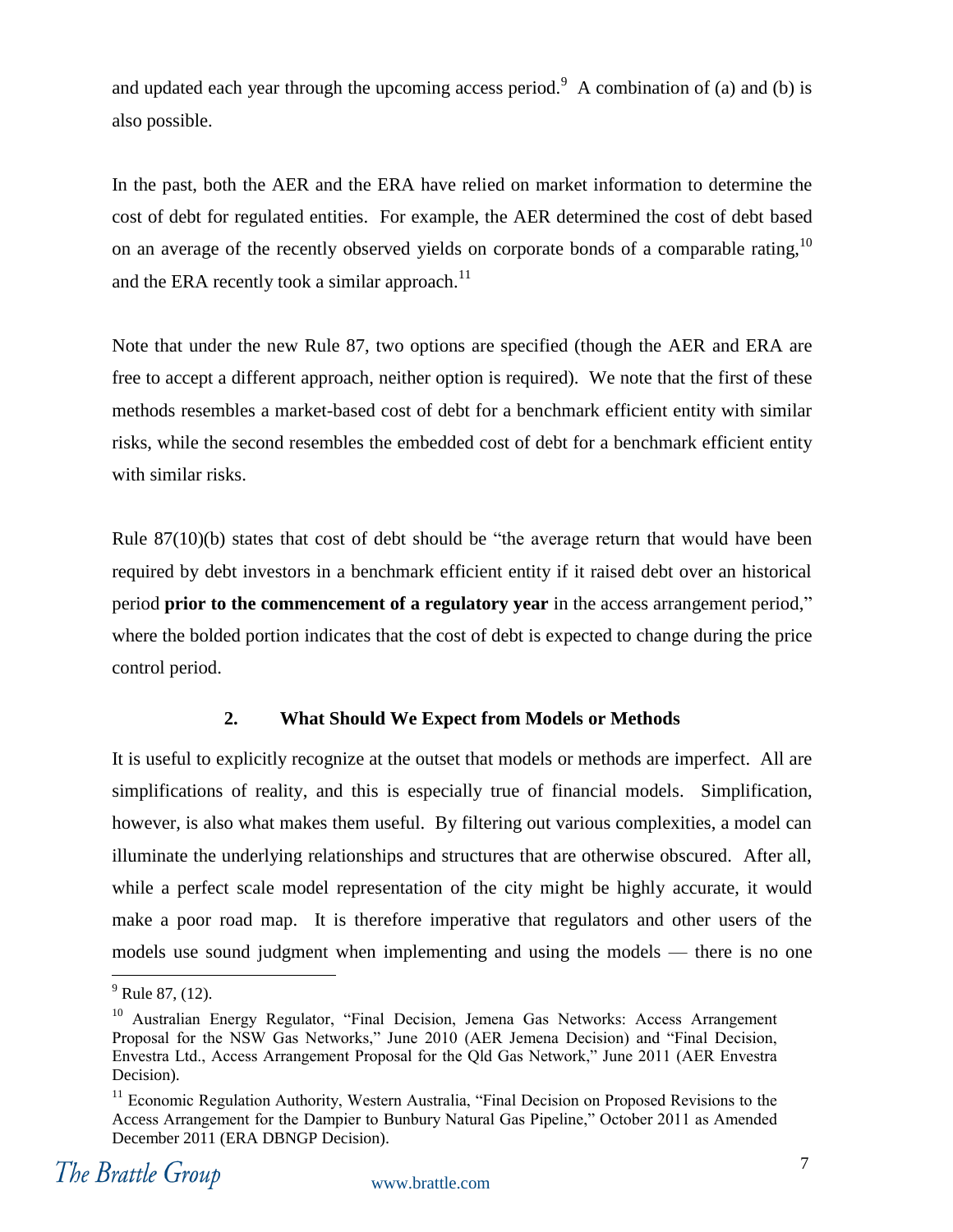and updated each year through the upcoming access period.[9] A combination of (a) and (b) is also possible.

In the past, both the AER and the ERA have relied on market information to determine the cost of debt for regulated entities. For example, the AER determined the cost of debt based on an average of the recently observed yields on corporate bonds of a comparable rating,[10] and the ERA recently took a similar approach.[11]

Note that under the new Rule 87, two options are specified (though the AER and ERA are free to accept a different approach, neither option is required). We note that the first of these methods resembles a market-based cost of debt for a benchmark efficient entity with similar risks, while the second resembles the embedded cost of debt for a benchmark efficient entity with similar risks.

Rule 87(10)(b) states that cost of debt should be "the average return that would have been required by debt investors in a benchmark efficient entity if it raised debt over an historical period **prior to the commencement of a regulatory year** in the access arrangement period," where the bolded portion indicates that the cost of debt is expected to change during the price control period.

### 2. What Should We Expect from Models or Methods

It is useful to explicitly recognize at the outset that models or methods are imperfect. All are simplifications of reality, and this is especially true of financial models. Simplification, however, is also what makes them useful. By filtering out various complexities, a model can illuminate the underlying relationships and structures that are otherwise obscured. After all, while a perfect scale model representation of the city might be highly accurate, it would make a poor road map. It is therefore imperative that regulators and other users of the models use sound judgment when implementing and using the models — there is no one

---

[9] Rule 87, (12).

[10] Australian Energy Regulator, "Final Decision, Jemena Gas Networks: Access Arrangement Proposal for the NSW Gas Networks," June 2010 (AER Jemena Decision) and "Final Decision, Envestra Ltd., Access Arrangement Proposal for the Qld Gas Network," June 2011 (AER Envestra Decision).

[11] Economic Regulation Authority, Western Australia, "Final Decision on Proposed Revisions to the Access Arrangement for the Dampier to Bunbury Natural Gas Pipeline," October 2011 as Amended December 2011 (ERA DBNGP Decision).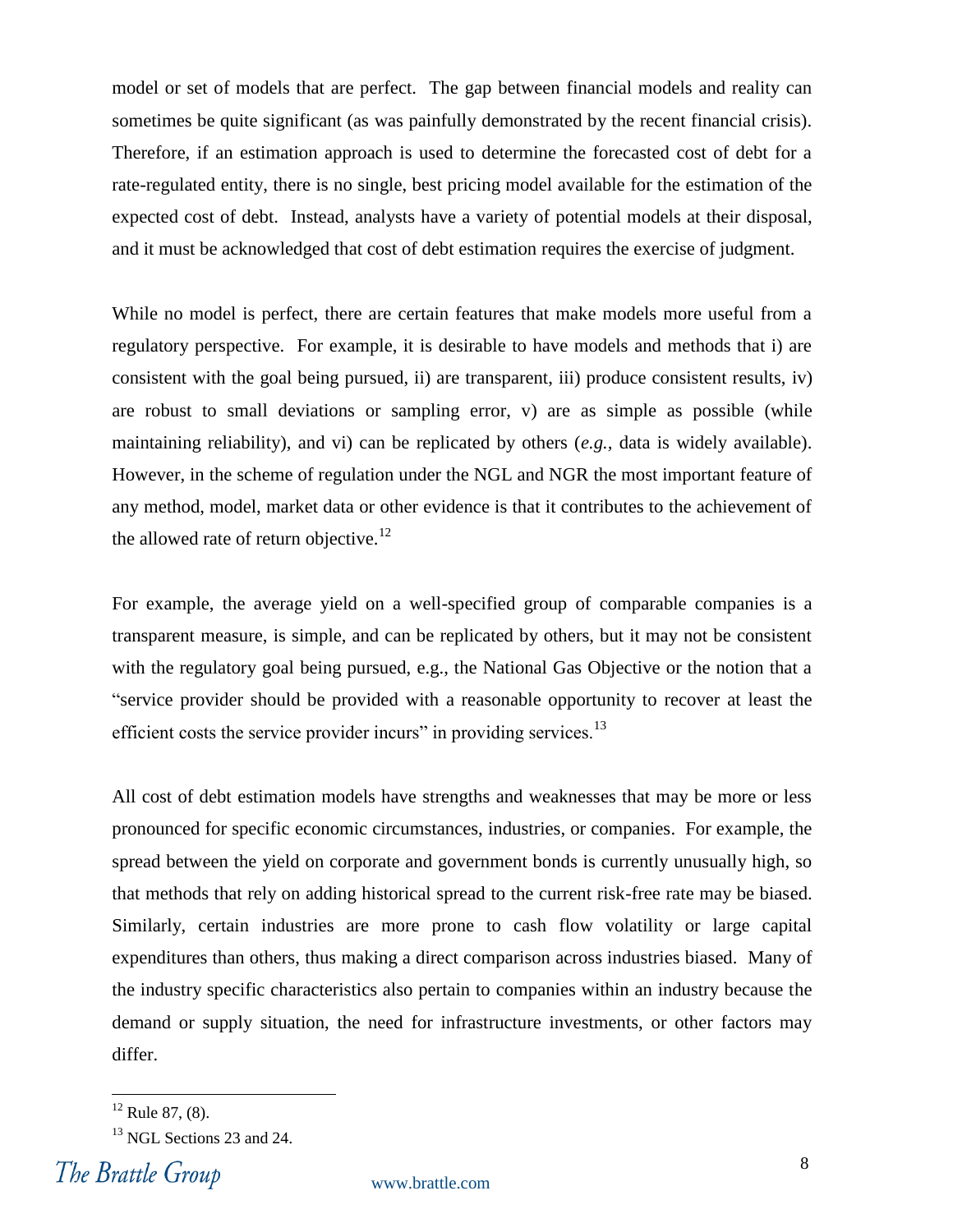model or set of models that are perfect. The gap between financial models and reality can sometimes be quite significant (as was painfully demonstrated by the recent financial crisis). Therefore, if an estimation approach is used to determine the forecasted cost of debt for a rate-regulated entity, there is no single, best pricing model available for the estimation of the expected cost of debt. Instead, analysts have a variety of potential models at their disposal, and it must be acknowledged that cost of debt estimation requires the exercise of judgment.

While no model is perfect, there are certain features that make models more useful from a regulatory perspective. For example, it is desirable to have models and methods that i) are consistent with the goal being pursued, ii) are transparent, iii) produce consistent results, iv) are robust to small deviations or sampling error, v) are as simple as possible (while maintaining reliability), and vi) can be replicated by others (*e.g.,* data is widely available). However, in the scheme of regulation under the NGL and NGR the most important feature of any method, model, market data or other evidence is that it contributes to the achievement of the allowed rate of return objective.[12]

For example, the average yield on a well-specified group of comparable companies is a transparent measure, is simple, and can be replicated by others, but it may not be consistent with the regulatory goal being pursued, e.g., the National Gas Objective or the notion that a "service provider should be provided with a reasonable opportunity to recover at least the efficient costs the service provider incurs" in providing services.[13]

All cost of debt estimation models have strengths and weaknesses that may be more or less pronounced for specific economic circumstances, industries, or companies. For example, the spread between the yield on corporate and government bonds is currently unusually high, so that methods that rely on adding historical spread to the current risk-free rate may be biased. Similarly, certain industries are more prone to cash flow volatility or large capital expenditures than others, thus making a direct comparison across industries biased. Many of the industry specific characteristics also pertain to companies within an industry because the demand or supply situation, the need for infrastructure investments, or other factors may differ.

---

[12] Rule 87, (8).

[13] NGL Sections 23 and 24.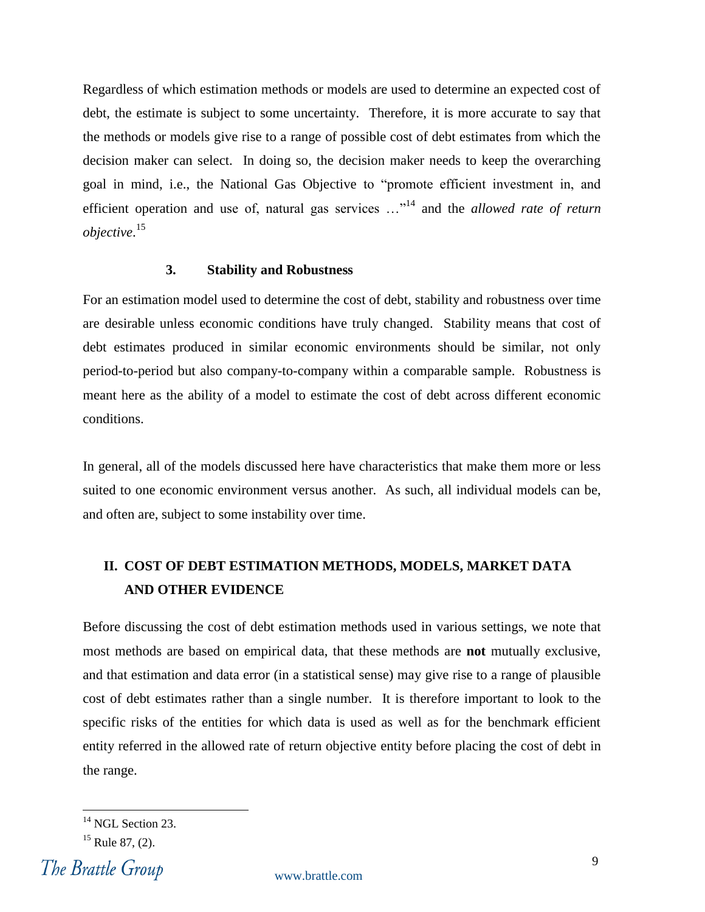Regardless of which estimation methods or models are used to determine an expected cost of debt, the estimate is subject to some uncertainty. Therefore, it is more accurate to say that the methods or models give rise to a range of possible cost of debt estimates from which the decision maker can select. In doing so, the decision maker needs to keep the overarching goal in mind, i.e., the National Gas Objective to "promote efficient investment in, and efficient operation and use of, natural gas services …"[14] and the *allowed rate of return objective*.[15]

### 3. Stability and Robustness

For an estimation model used to determine the cost of debt, stability and robustness over time are desirable unless economic conditions have truly changed. Stability means that cost of debt estimates produced in similar economic environments should be similar, not only period-to-period but also company-to-company within a comparable sample. Robustness is meant here as the ability of a model to estimate the cost of debt across different economic conditions.

In general, all of the models discussed here have characteristics that make them more or less suited to one economic environment versus another. As such, all individual models can be, and often are, subject to some instability over time.

## II. COST OF DEBT ESTIMATION METHODS, MODELS, MARKET DATA AND OTHER EVIDENCE

Before discussing the cost of debt estimation methods used in various settings, we note that most methods are based on empirical data, that these methods are **not** mutually exclusive, and that estimation and data error (in a statistical sense) may give rise to a range of plausible cost of debt estimates rather than a single number. It is therefore important to look to the specific risks of the entities for which data is used as well as for the benchmark efficient entity referred in the allowed rate of return objective entity before placing the cost of debt in the range.

---

[14] NGL Section 23.

[15] Rule 87, (2).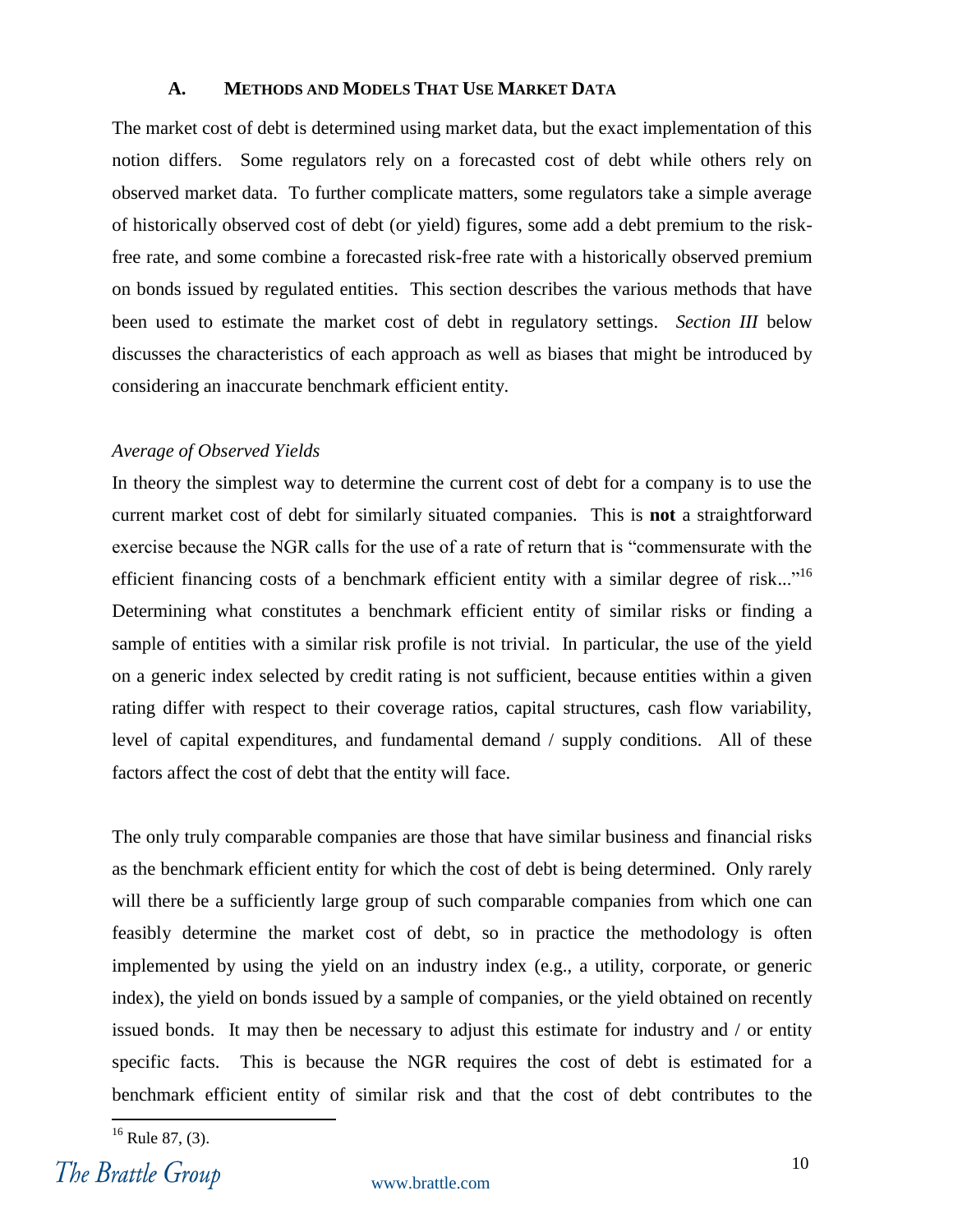### A. METHODS AND MODELS THAT USE MARKET DATA

The market cost of debt is determined using market data, but the exact implementation of this notion differs. Some regulators rely on a forecasted cost of debt while others rely on observed market data. To further complicate matters, some regulators take a simple average of historically observed cost of debt (or yield) figures, some add a debt premium to the risk-free rate, and some combine a forecasted risk-free rate with a historically observed premium on bonds issued by regulated entities. This section describes the various methods that have been used to estimate the market cost of debt in regulatory settings. *Section III* below discusses the characteristics of each approach as well as biases that might be introduced by considering an inaccurate benchmark efficient entity.

*Average of Observed Yields*

In theory the simplest way to determine the current cost of debt for a company is to use the current market cost of debt for similarly situated companies. This is **not** a straightforward exercise because the NGR calls for the use of a rate of return that is "commensurate with the efficient financing costs of a benchmark efficient entity with a similar degree of risk..."[16] Determining what constitutes a benchmark efficient entity of similar risks or finding a sample of entities with a similar risk profile is not trivial. In particular, the use of the yield on a generic index selected by credit rating is not sufficient, because entities within a given rating differ with respect to their coverage ratios, capital structures, cash flow variability, level of capital expenditures, and fundamental demand / supply conditions. All of these factors affect the cost of debt that the entity will face.

The only truly comparable companies are those that have similar business and financial risks as the benchmark efficient entity for which the cost of debt is being determined. Only rarely will there be a sufficiently large group of such comparable companies from which one can feasibly determine the market cost of debt, so in practice the methodology is often implemented by using the yield on an industry index (e.g., a utility, corporate, or generic index), the yield on bonds issued by a sample of companies, or the yield obtained on recently issued bonds. It may then be necessary to adjust this estimate for industry and / or entity specific facts. This is because the NGR requires the cost of debt is estimated for a benchmark efficient entity of similar risk and that the cost of debt contributes to the

[16] Rule 87, (3).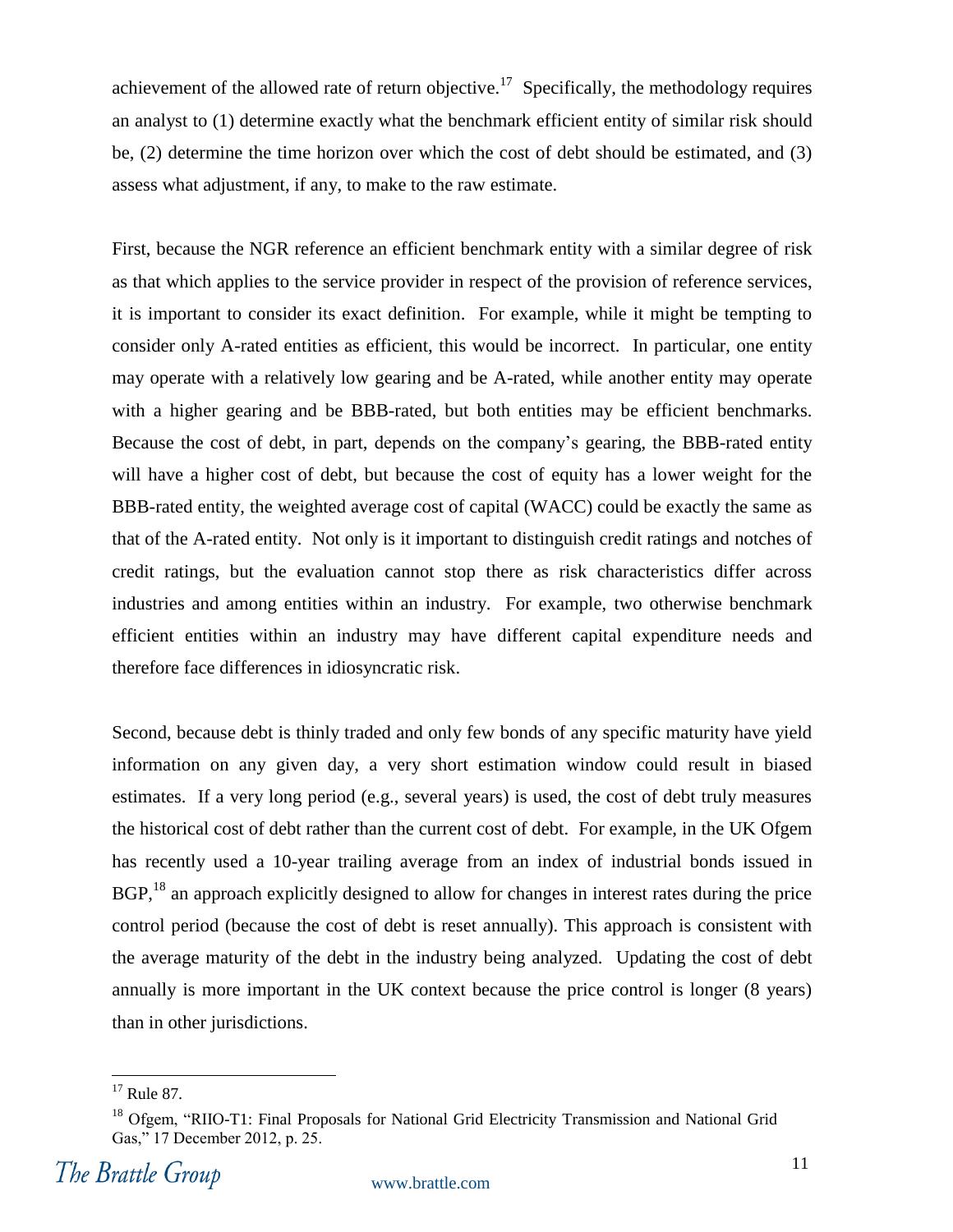achievement of the allowed rate of return objective.[17] Specifically, the methodology requires an analyst to (1) determine exactly what the benchmark efficient entity of similar risk should be, (2) determine the time horizon over which the cost of debt should be estimated, and (3) assess what adjustment, if any, to make to the raw estimate.

First, because the NGR reference an efficient benchmark entity with a similar degree of risk as that which applies to the service provider in respect of the provision of reference services, it is important to consider its exact definition. For example, while it might be tempting to consider only A-rated entities as efficient, this would be incorrect. In particular, one entity may operate with a relatively low gearing and be A-rated, while another entity may operate with a higher gearing and be BBB-rated, but both entities may be efficient benchmarks. Because the cost of debt, in part, depends on the company's gearing, the BBB-rated entity will have a higher cost of debt, but because the cost of equity has a lower weight for the BBB-rated entity, the weighted average cost of capital (WACC) could be exactly the same as that of the A-rated entity. Not only is it important to distinguish credit ratings and notches of credit ratings, but the evaluation cannot stop there as risk characteristics differ across industries and among entities within an industry. For example, two otherwise benchmark efficient entities within an industry may have different capital expenditure needs and therefore face differences in idiosyncratic risk.

Second, because debt is thinly traded and only few bonds of any specific maturity have yield information on any given day, a very short estimation window could result in biased estimates. If a very long period (e.g., several years) is used, the cost of debt truly measures the historical cost of debt rather than the current cost of debt. For example, in the UK Ofgem has recently used a 10-year trailing average from an index of industrial bonds issued in BGP,[18] an approach explicitly designed to allow for changes in interest rates during the price control period (because the cost of debt is reset annually). This approach is consistent with the average maturity of the debt in the industry being analyzed. Updating the cost of debt annually is more important in the UK context because the price control is longer (8 years) than in other jurisdictions.

---

[17] Rule 87.

[18] Ofgem, "RIIO-T1: Final Proposals for National Grid Electricity Transmission and National Grid Gas," 17 December 2012, p. 25.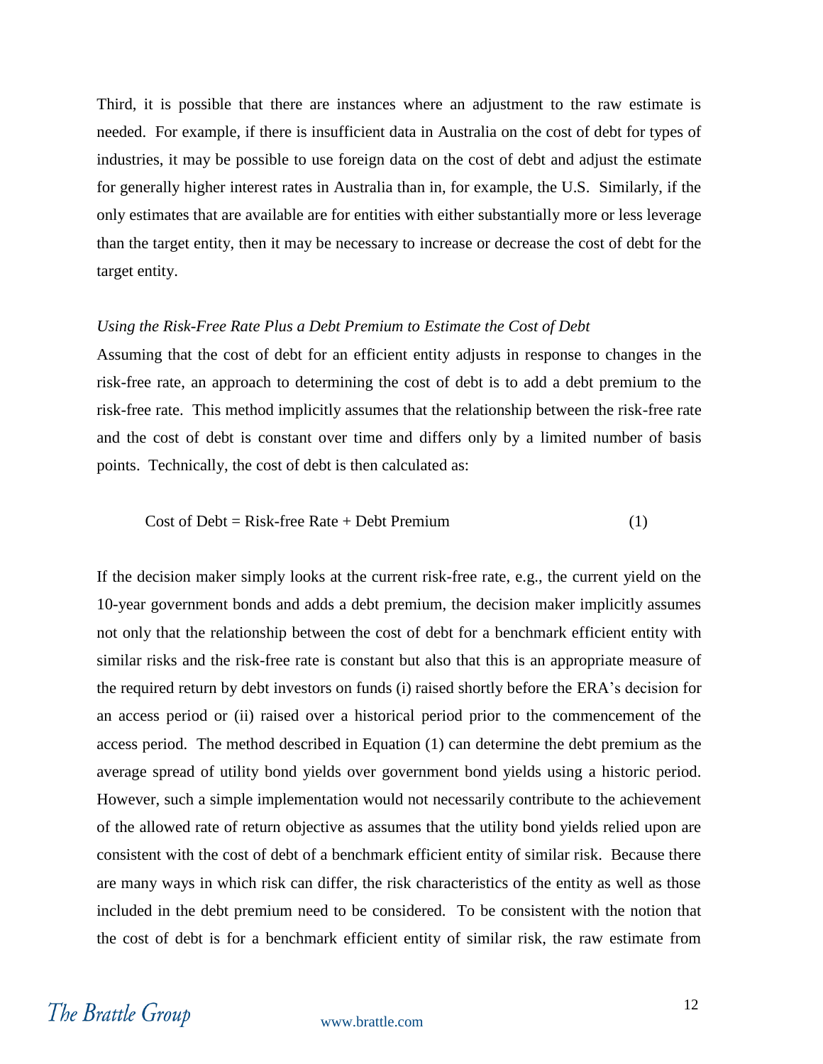Third, it is possible that there are instances where an adjustment to the raw estimate is needed. For example, if there is insufficient data in Australia on the cost of debt for types of industries, it may be possible to use foreign data on the cost of debt and adjust the estimate for generally higher interest rates in Australia than in, for example, the U.S. Similarly, if the only estimates that are available are for entities with either substantially more or less leverage than the target entity, then it may be necessary to increase or decrease the cost of debt for the target entity.

*Using the Risk-Free Rate Plus a Debt Premium to Estimate the Cost of Debt*

Assuming that the cost of debt for an efficient entity adjusts in response to changes in the risk-free rate, an approach to determining the cost of debt is to add a debt premium to the risk-free rate. This method implicitly assumes that the relationship between the risk-free rate and the cost of debt is constant over time and differs only by a limited number of basis points. Technically, the cost of debt is then calculated as:

$$\text{Cost of Debt} = \text{Risk-free Rate} + \text{Debt Premium} \quad (1)$$

If the decision maker simply looks at the current risk-free rate, e.g., the current yield on the 10-year government bonds and adds a debt premium, the decision maker implicitly assumes not only that the relationship between the cost of debt for a benchmark efficient entity with similar risks and the risk-free rate is constant but also that this is an appropriate measure of the required return by debt investors on funds (i) raised shortly before the ERA's decision for an access period or (ii) raised over a historical period prior to the commencement of the access period. The method described in Equation (1) can determine the debt premium as the average spread of utility bond yields over government bond yields using a historic period. However, such a simple implementation would not necessarily contribute to the achievement of the allowed rate of return objective as assumes that the utility bond yields relied upon are consistent with the cost of debt of a benchmark efficient entity of similar risk. Because there are many ways in which risk can differ, the risk characteristics of the entity as well as those included in the debt premium need to be considered. To be consistent with the notion that the cost of debt is for a benchmark efficient entity of similar risk, the raw estimate from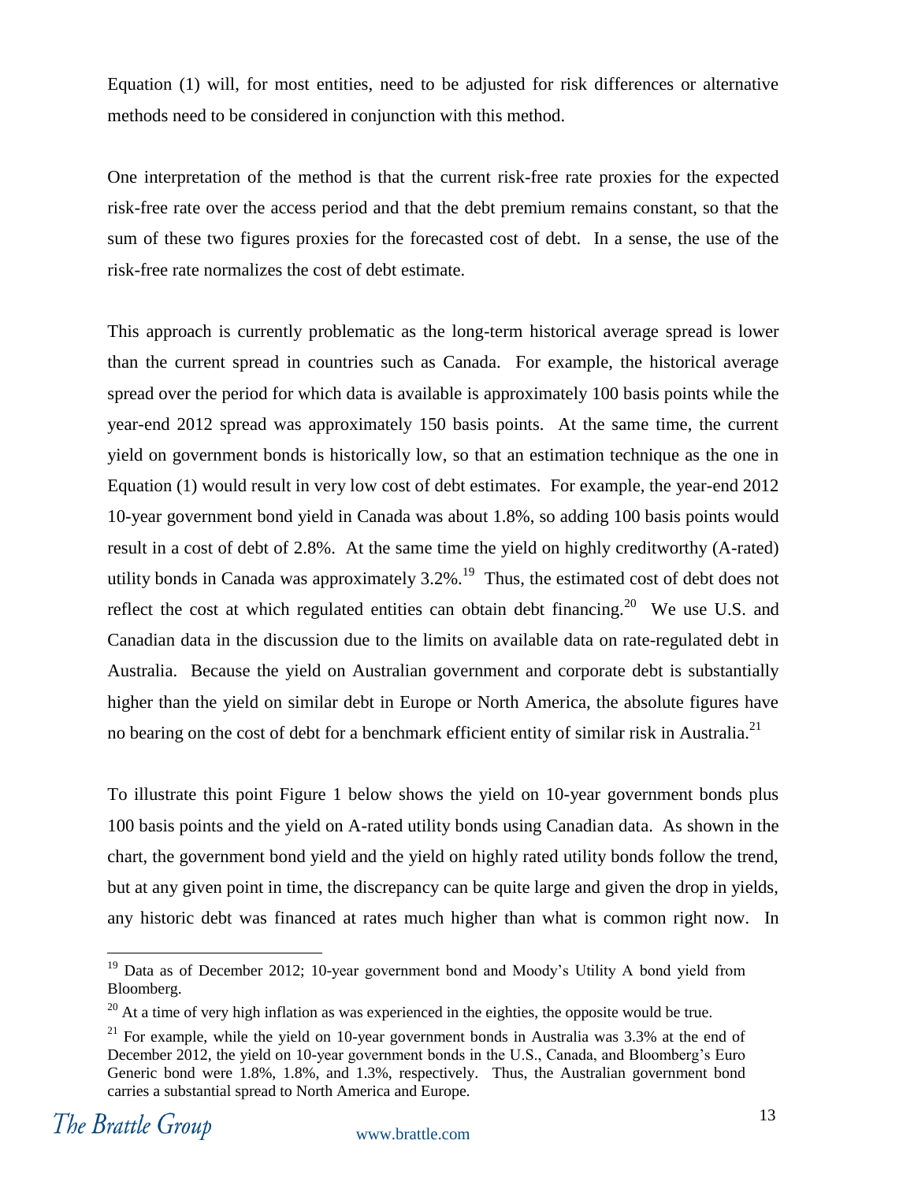Equation (1) will, for most entities, need to be adjusted for risk differences or alternative methods need to be considered in conjunction with this method.

One interpretation of the method is that the current risk-free rate proxies for the expected risk-free rate over the access period and that the debt premium remains constant, so that the sum of these two figures proxies for the forecasted cost of debt. In a sense, the use of the risk-free rate normalizes the cost of debt estimate.

This approach is currently problematic as the long-term historical average spread is lower than the current spread in countries such as Canada. For example, the historical average spread over the period for which data is available is approximately 100 basis points while the year-end 2012 spread was approximately 150 basis points. At the same time, the current yield on government bonds is historically low, so that an estimation technique as the one in Equation (1) would result in very low cost of debt estimates. For example, the year-end 2012 10-year government bond yield in Canada was about 1.8%, so adding 100 basis points would result in a cost of debt of 2.8%. At the same time the yield on highly creditworthy (A-rated) utility bonds in Canada was approximately 3.2%.[19] Thus, the estimated cost of debt does not reflect the cost at which regulated entities can obtain debt financing.[20] We use U.S. and Canadian data in the discussion due to the limits on available data on rate-regulated debt in Australia. Because the yield on Australian government and corporate debt is substantially higher than the yield on similar debt in Europe or North America, the absolute figures have no bearing on the cost of debt for a benchmark efficient entity of similar risk in Australia.[21]

To illustrate this point Figure 1 below shows the yield on 10-year government bonds plus 100 basis points and the yield on A-rated utility bonds using Canadian data. As shown in the chart, the government bond yield and the yield on highly rated utility bonds follow the trend, but at any given point in time, the discrepancy can be quite large and given the drop in yields, any historic debt was financed at rates much higher than what is common right now. In

---

[19] Data as of December 2012; 10-year government bond and Moody's Utility A bond yield from Bloomberg.

[20] At a time of very high inflation as was experienced in the eighties, the opposite would be true.

[21] For example, while the yield on 10-year government bonds in Australia was 3.3% at the end of December 2012, the yield on 10-year government bonds in the U.S., Canada, and Bloomberg's Euro Generic bond were 1.8%, 1.8%, and 1.3%, respectively. Thus, the Australian government bond carries a substantial spread to North America and Europe.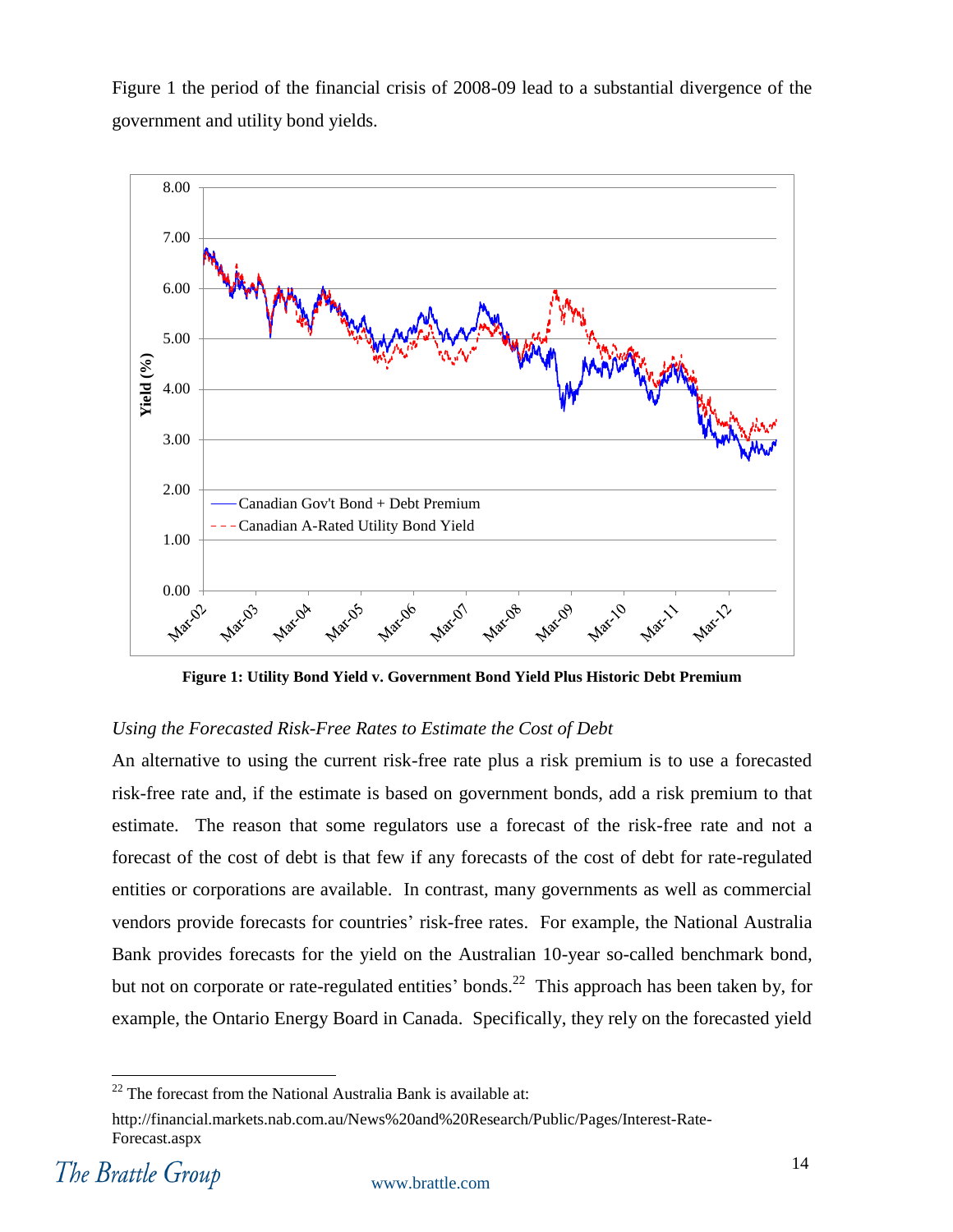Figure 1 the period of the financial crisis of 2008-09 lead to a substantial divergence of the government and utility bond yields.

**Figure 1: Utility Bond Yield v. Government Bond Yield Plus Historic Debt Premium**

*Using the Forecasted Risk-Free Rates to Estimate the Cost of Debt*

An alternative to using the current risk-free rate plus a risk premium is to use a forecasted risk-free rate and, if the estimate is based on government bonds, add a risk premium to that estimate. The reason that some regulators use a forecast of the risk-free rate and not a forecast of the cost of debt is that few if any forecasts of the cost of debt for rate-regulated entities or corporations are available. In contrast, many governments as well as commercial vendors provide forecasts for countries' risk-free rates. For example, the National Australia Bank provides forecasts for the yield on the Australian 10-year so-called benchmark bond, but not on corporate or rate-regulated entities' bonds.[22] This approach has been taken by, for example, the Ontario Energy Board in Canada. Specifically, they rely on the forecasted yield

[22] The forecast from the National Australia Bank is available at:

http://financial.markets.nab.com.au/News%20and%20Research/Public/Pages/Interest-Rate-Forecast.aspx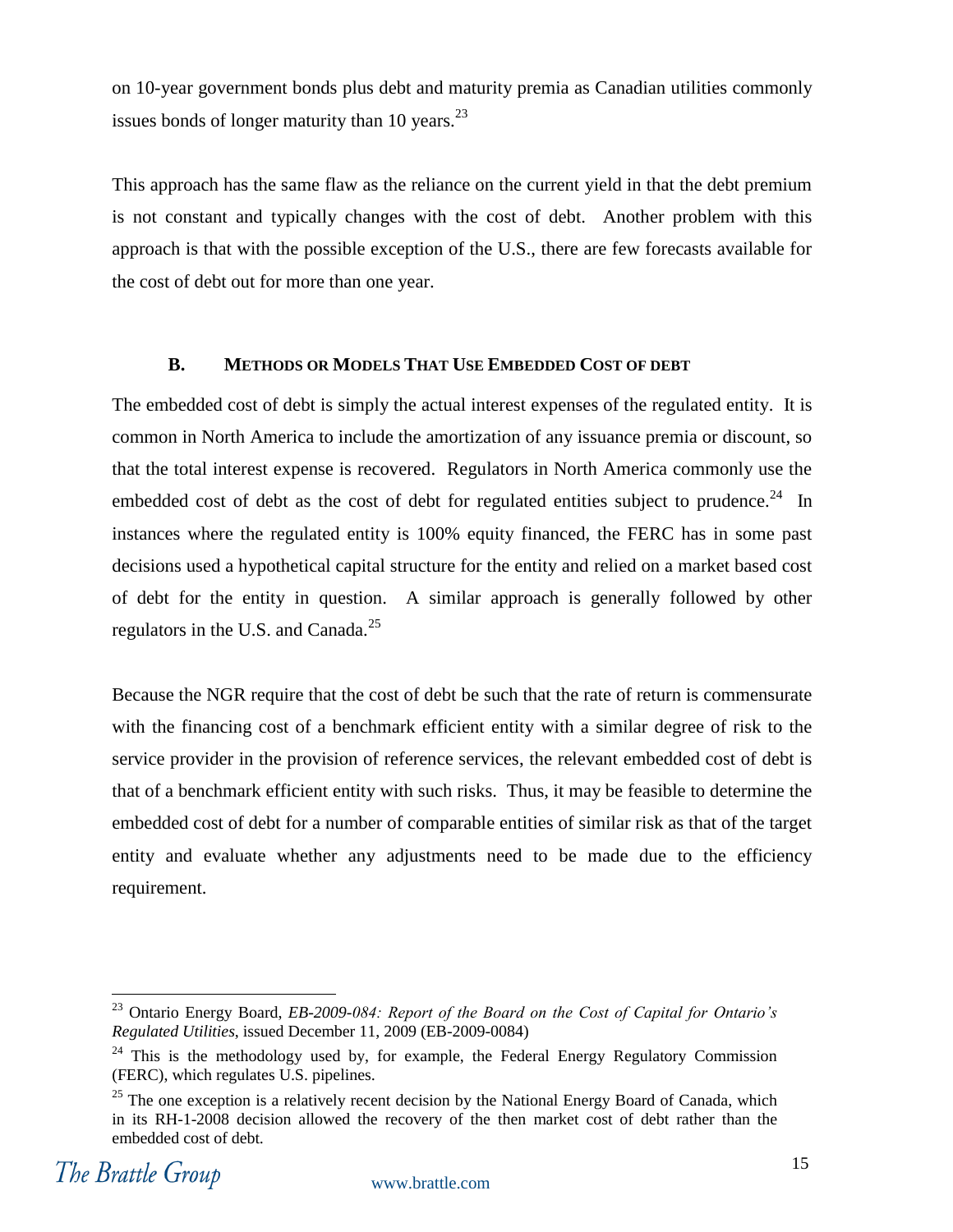on 10-year government bonds plus debt and maturity premia as Canadian utilities commonly issues bonds of longer maturity than 10 years.[23]

This approach has the same flaw as the reliance on the current yield in that the debt premium is not constant and typically changes with the cost of debt. Another problem with this approach is that with the possible exception of the U.S., there are few forecasts available for the cost of debt out for more than one year.

### B. Methods or Models That Use Embedded Cost of debt

The embedded cost of debt is simply the actual interest expenses of the regulated entity. It is common in North America to include the amortization of any issuance premia or discount, so that the total interest expense is recovered. Regulators in North America commonly use the embedded cost of debt as the cost of debt for regulated entities subject to prudence.[24] In instances where the regulated entity is 100% equity financed, the FERC has in some past decisions used a hypothetical capital structure for the entity and relied on a market based cost of debt for the entity in question. A similar approach is generally followed by other regulators in the U.S. and Canada.[25]

Because the NGR require that the cost of debt be such that the rate of return is commensurate with the financing cost of a benchmark efficient entity with a similar degree of risk to the service provider in the provision of reference services, the relevant embedded cost of debt is that of a benchmark efficient entity with such risks. Thus, it may be feasible to determine the embedded cost of debt for a number of comparable entities of similar risk as that of the target entity and evaluate whether any adjustments need to be made due to the efficiency requirement.

---

[23] Ontario Energy Board, *EB-2009-084: Report of the Board on the Cost of Capital for Ontario's Regulated Utilities*, issued December 11, 2009 (EB-2009-0084)

[24] This is the methodology used by, for example, the Federal Energy Regulatory Commission (FERC), which regulates U.S. pipelines.

[25] The one exception is a relatively recent decision by the National Energy Board of Canada, which in its RH-1-2008 decision allowed the recovery of the then market cost of debt rather than the embedded cost of debt.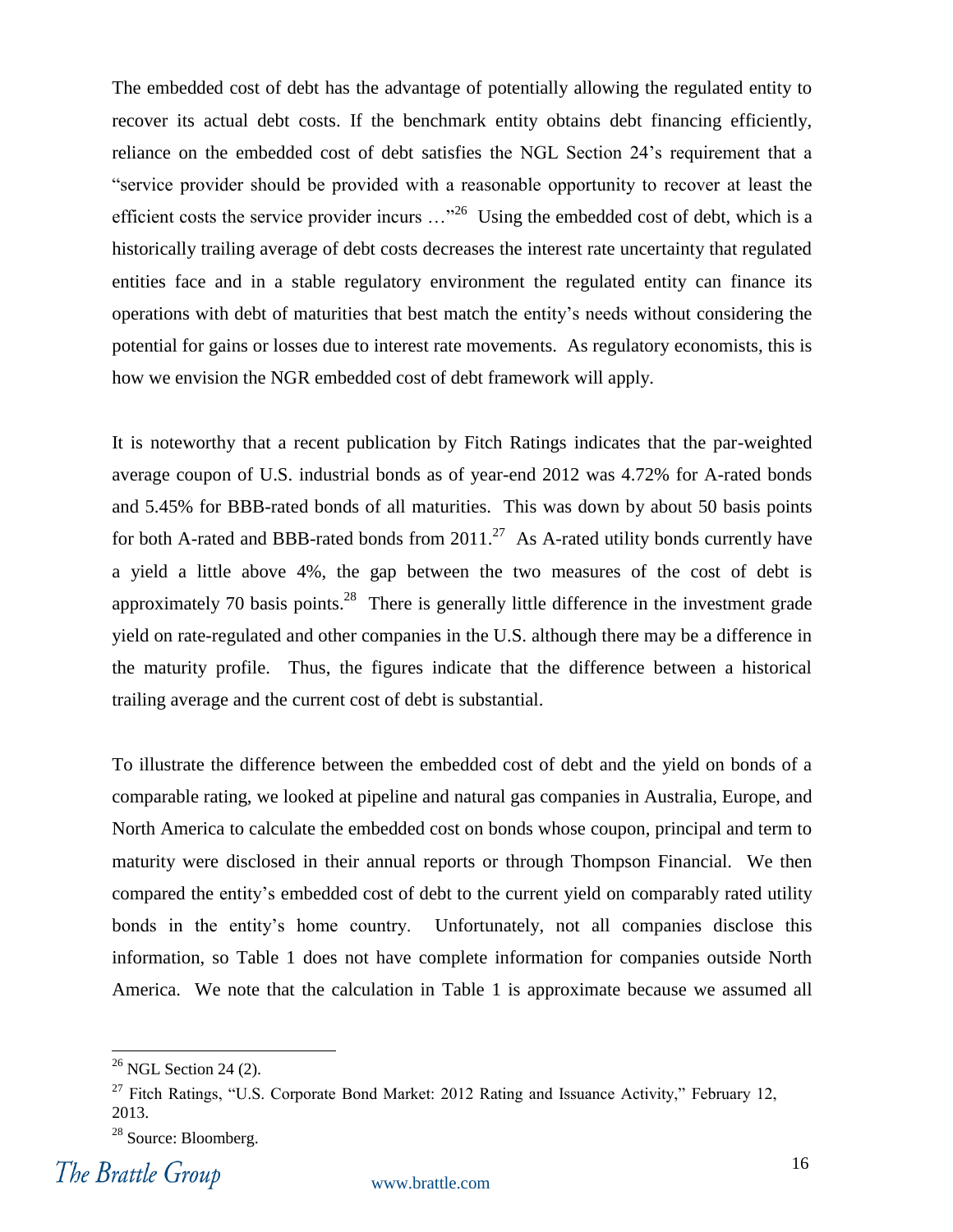The embedded cost of debt has the advantage of potentially allowing the regulated entity to recover its actual debt costs. If the benchmark entity obtains debt financing efficiently, reliance on the embedded cost of debt satisfies the NGL Section 24's requirement that a "service provider should be provided with a reasonable opportunity to recover at least the efficient costs the service provider incurs …"[26] Using the embedded cost of debt, which is a historically trailing average of debt costs decreases the interest rate uncertainty that regulated entities face and in a stable regulatory environment the regulated entity can finance its operations with debt of maturities that best match the entity's needs without considering the potential for gains or losses due to interest rate movements. As regulatory economists, this is how we envision the NGR embedded cost of debt framework will apply.

It is noteworthy that a recent publication by Fitch Ratings indicates that the par-weighted average coupon of U.S. industrial bonds as of year-end 2012 was 4.72% for A-rated bonds and 5.45% for BBB-rated bonds of all maturities. This was down by about 50 basis points for both A-rated and BBB-rated bonds from 2011.[27] As A-rated utility bonds currently have a yield a little above 4%, the gap between the two measures of the cost of debt is approximately 70 basis points.[28] There is generally little difference in the investment grade yield on rate-regulated and other companies in the U.S. although there may be a difference in the maturity profile. Thus, the figures indicate that the difference between a historical trailing average and the current cost of debt is substantial.

To illustrate the difference between the embedded cost of debt and the yield on bonds of a comparable rating, we looked at pipeline and natural gas companies in Australia, Europe, and North America to calculate the embedded cost on bonds whose coupon, principal and term to maturity were disclosed in their annual reports or through Thompson Financial. We then compared the entity's embedded cost of debt to the current yield on comparably rated utility bonds in the entity's home country. Unfortunately, not all companies disclose this information, so Table 1 does not have complete information for companies outside North America. We note that the calculation in Table 1 is approximate because we assumed all

---

[26] NGL Section 24 (2).

[27] Fitch Ratings, "U.S. Corporate Bond Market: 2012 Rating and Issuance Activity," February 12, 2013.

[28] Source: Bloomberg.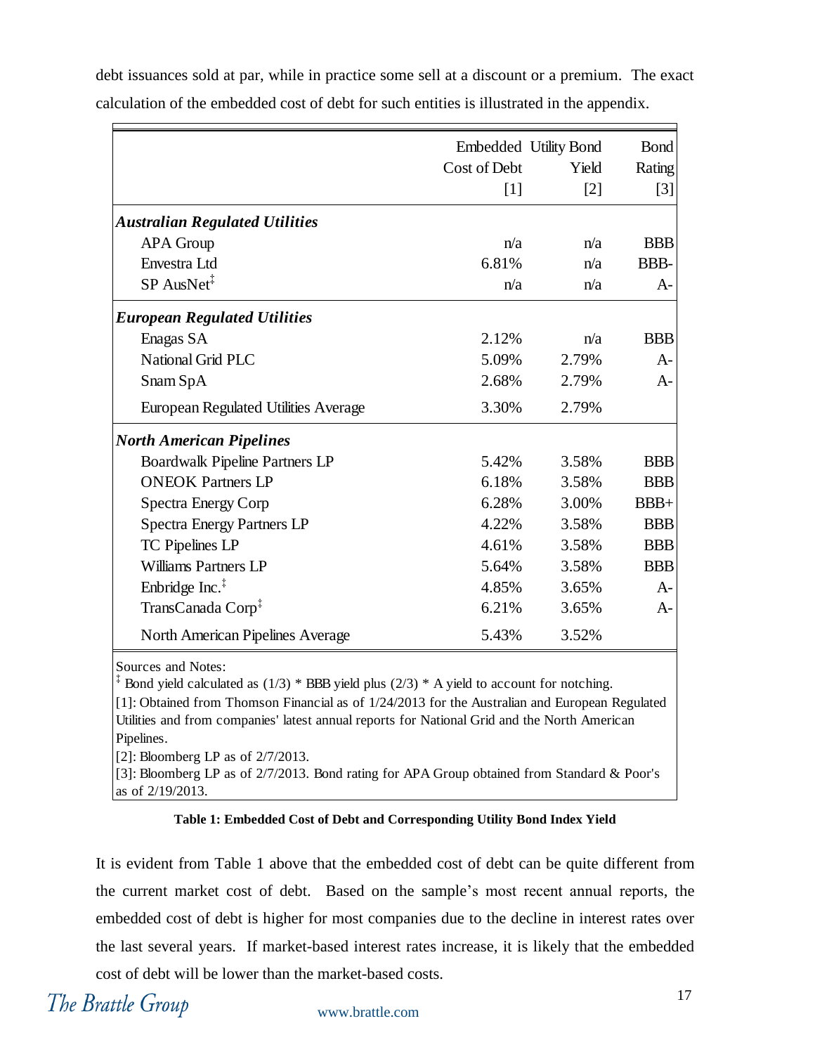debt issuances sold at par, while in practice some sell at a discount or a premium. The exact calculation of the embedded cost of debt for such entities is illustrated in the appendix.

| | Embedded Cost of Debt [1] | Utility Bond Yield [2] | Bond Rating [3] |
|---|---|---|---|
| ***Australian Regulated Utilities*** | | | |
| APA Group | n/a | n/a | BBB |
| Envestra Ltd | 6.81% | n/a | BBB- |
| SP AusNet‡ | n/a | n/a | A- |
| ***European Regulated Utilities*** | | | |
| Enagas SA | 2.12% | n/a | BBB |
| National Grid PLC | 5.09% | 2.79% | A- |
| Snam SpA | 2.68% | 2.79% | A- |
| European Regulated Utilities Average | 3.30% | 2.79% | |
| ***North American Pipelines*** | | | |
| Boardwalk Pipeline Partners LP | 5.42% | 3.58% | BBB |
| ONEOK Partners LP | 6.18% | 3.58% | BBB |
| Spectra Energy Corp | 6.28% | 3.00% | BBB+ |
| Spectra Energy Partners LP | 4.22% | 3.58% | BBB |
| TC Pipelines LP | 4.61% | 3.58% | BBB |
| Williams Partners LP | 5.64% | 3.58% | BBB |
| Enbridge Inc.‡ | 4.85% | 3.65% | A- |
| TransCanada Corp‡ | 6.21% | 3.65% | A- |
| North American Pipelines Average | 5.43% | 3.52% | |

Sources and Notes:
‡ Bond yield calculated as (1/3) * BBB yield plus (2/3) * A yield to account for notching.
[1]: Obtained from Thomson Financial as of 1/24/2013 for the Australian and European Regulated Utilities and from companies' latest annual reports for National Grid and the North American Pipelines.
[2]: Bloomberg LP as of 2/7/2013.
[3]: Bloomberg LP as of 2/7/2013. Bond rating for APA Group obtained from Standard & Poor's as of 2/19/2013.

**Table 1: Embedded Cost of Debt and Corresponding Utility Bond Index Yield**

It is evident from Table 1 above that the embedded cost of debt can be quite different from the current market cost of debt. Based on the sample's most recent annual reports, the embedded cost of debt is higher for most companies due to the decline in interest rates over the last several years. If market-based interest rates increase, it is likely that the embedded cost of debt will be lower than the market-based costs.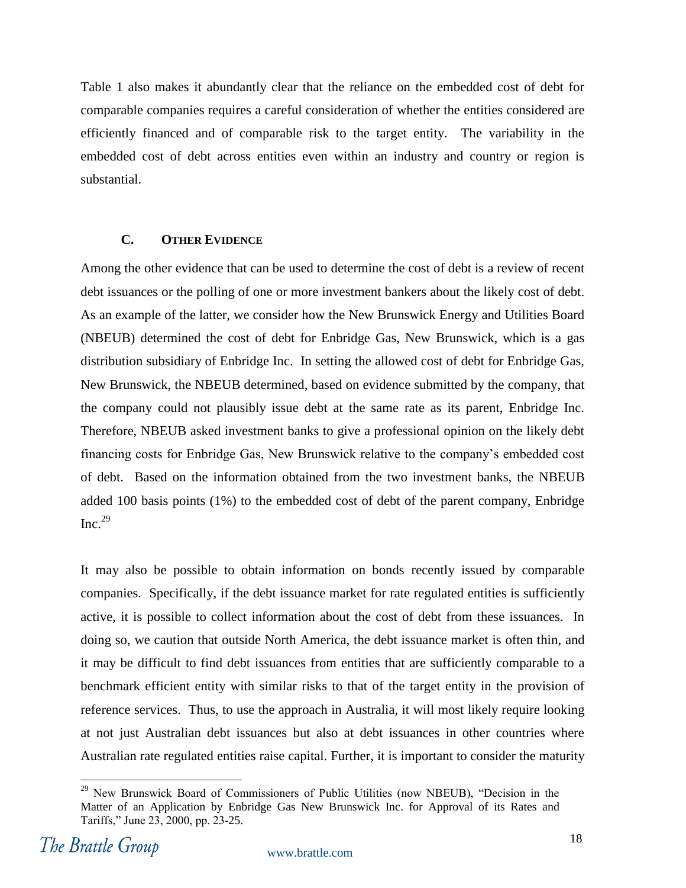Table 1 also makes it abundantly clear that the reliance on the embedded cost of debt for comparable companies requires a careful consideration of whether the entities considered are efficiently financed and of comparable risk to the target entity. The variability in the embedded cost of debt across entities even within an industry and country or region is substantial.

### C. OTHER EVIDENCE

Among the other evidence that can be used to determine the cost of debt is a review of recent debt issuances or the polling of one or more investment bankers about the likely cost of debt. As an example of the latter, we consider how the New Brunswick Energy and Utilities Board (NBEUB) determined the cost of debt for Enbridge Gas, New Brunswick, which is a gas distribution subsidiary of Enbridge Inc. In setting the allowed cost of debt for Enbridge Gas, New Brunswick, the NBEUB determined, based on evidence submitted by the company, that the company could not plausibly issue debt at the same rate as its parent, Enbridge Inc. Therefore, NBEUB asked investment banks to give a professional opinion on the likely debt financing costs for Enbridge Gas, New Brunswick relative to the company's embedded cost of debt. Based on the information obtained from the two investment banks, the NBEUB added 100 basis points (1%) to the embedded cost of debt of the parent company, Enbridge Inc.[29]

It may also be possible to obtain information on bonds recently issued by comparable companies. Specifically, if the debt issuance market for rate regulated entities is sufficiently active, it is possible to collect information about the cost of debt from these issuances. In doing so, we caution that outside North America, the debt issuance market is often thin, and it may be difficult to find debt issuances from entities that are sufficiently comparable to a benchmark efficient entity with similar risks to that of the target entity in the provision of reference services. Thus, to use the approach in Australia, it will most likely require looking at not just Australian debt issuances but also at debt issuances in other countries where Australian rate regulated entities raise capital. Further, it is important to consider the maturity

[29] New Brunswick Board of Commissioners of Public Utilities (now NBEUB), "Decision in the Matter of an Application by Enbridge Gas New Brunswick Inc. for Approval of its Rates and Tariffs," June 23, 2000, pp. 23-25.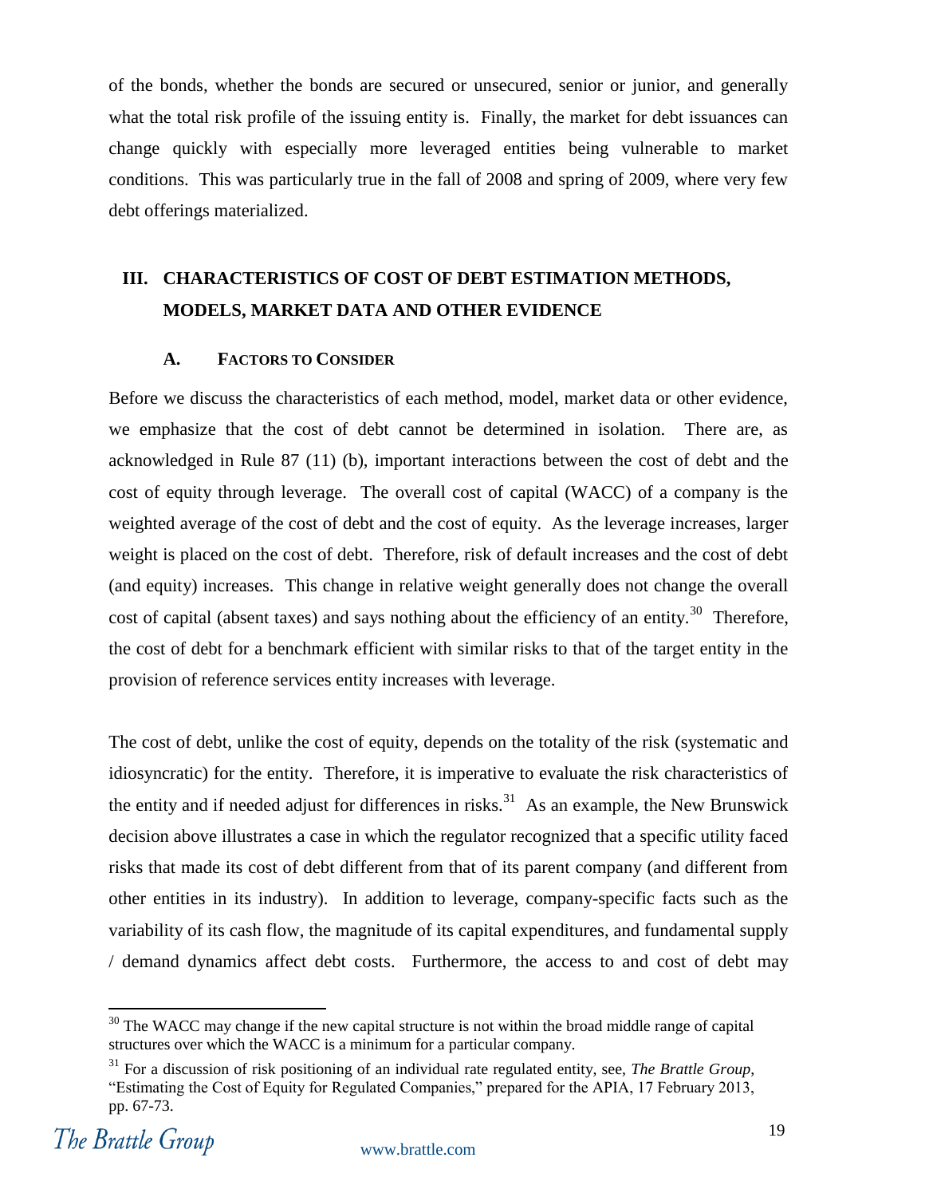of the bonds, whether the bonds are secured or unsecured, senior or junior, and generally what the total risk profile of the issuing entity is. Finally, the market for debt issuances can change quickly with especially more leveraged entities being vulnerable to market conditions. This was particularly true in the fall of 2008 and spring of 2009, where very few debt offerings materialized.

## III. CHARACTERISTICS OF COST OF DEBT ESTIMATION METHODS, MODELS, MARKET DATA AND OTHER EVIDENCE

### A. FACTORS TO CONSIDER

Before we discuss the characteristics of each method, model, market data or other evidence, we emphasize that the cost of debt cannot be determined in isolation. There are, as acknowledged in Rule 87 (11) (b), important interactions between the cost of debt and the cost of equity through leverage. The overall cost of capital (WACC) of a company is the weighted average of the cost of debt and the cost of equity. As the leverage increases, larger weight is placed on the cost of debt. Therefore, risk of default increases and the cost of debt (and equity) increases. This change in relative weight generally does not change the overall cost of capital (absent taxes) and says nothing about the efficiency of an entity.[30] Therefore, the cost of debt for a benchmark efficient with similar risks to that of the target entity in the provision of reference services entity increases with leverage.

The cost of debt, unlike the cost of equity, depends on the totality of the risk (systematic and idiosyncratic) for the entity. Therefore, it is imperative to evaluate the risk characteristics of the entity and if needed adjust for differences in risks.[31] As an example, the New Brunswick decision above illustrates a case in which the regulator recognized that a specific utility faced risks that made its cost of debt different from that of its parent company (and different from other entities in its industry). In addition to leverage, company-specific facts such as the variability of its cash flow, the magnitude of its capital expenditures, and fundamental supply / demand dynamics affect debt costs. Furthermore, the access to and cost of debt may

---

[30] The WACC may change if the new capital structure is not within the broad middle range of capital structures over which the WACC is a minimum for a particular company.

[31] For a discussion of risk positioning of an individual rate regulated entity, see, *The Brattle Group*, "Estimating the Cost of Equity for Regulated Companies," prepared for the APIA, 17 February 2013, pp. 67-73.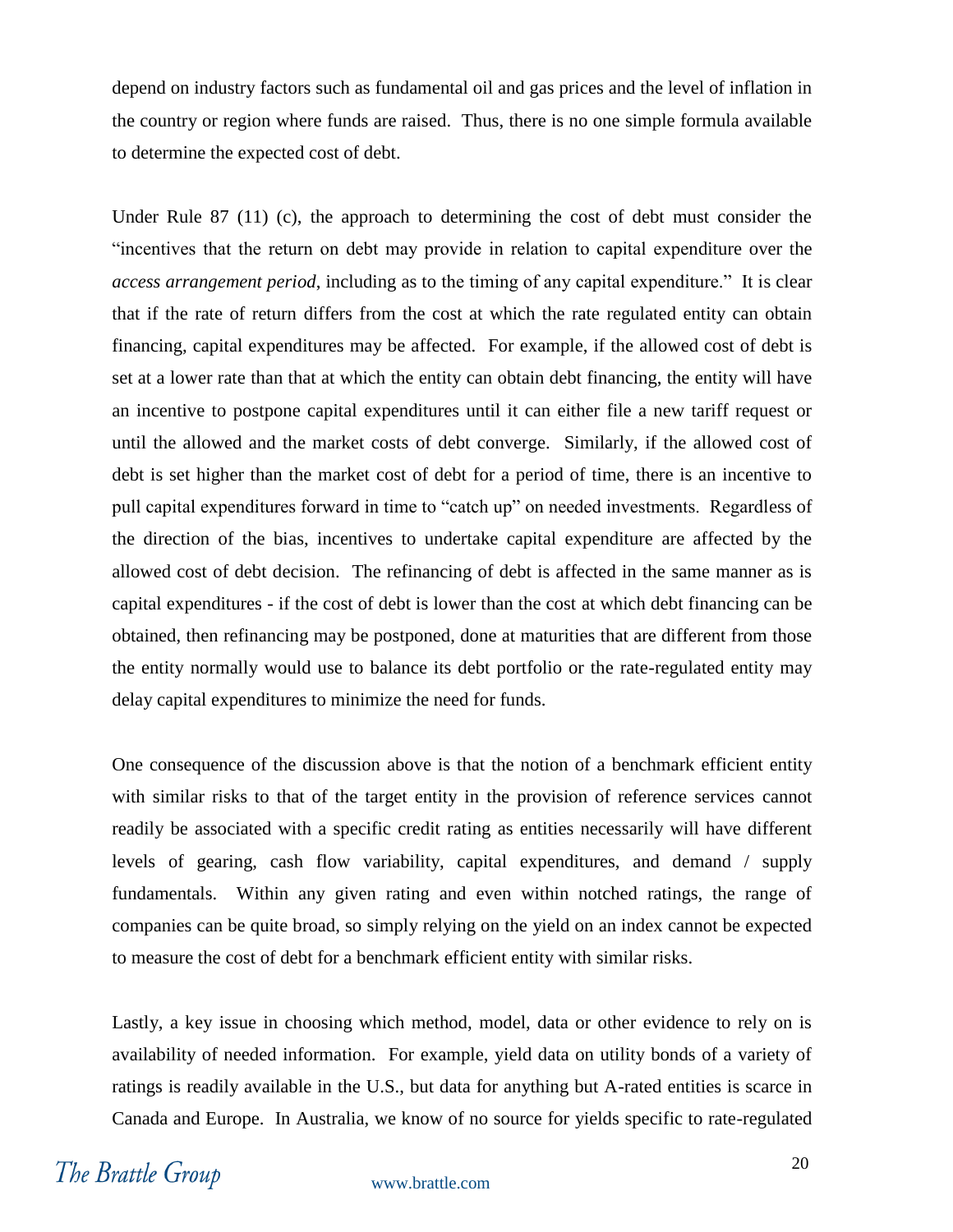depend on industry factors such as fundamental oil and gas prices and the level of inflation in the country or region where funds are raised. Thus, there is no one simple formula available to determine the expected cost of debt.

Under Rule 87 (11) (c), the approach to determining the cost of debt must consider the "incentives that the return on debt may provide in relation to capital expenditure over the *access arrangement period*, including as to the timing of any capital expenditure." It is clear that if the rate of return differs from the cost at which the rate regulated entity can obtain financing, capital expenditures may be affected. For example, if the allowed cost of debt is set at a lower rate than that at which the entity can obtain debt financing, the entity will have an incentive to postpone capital expenditures until it can either file a new tariff request or until the allowed and the market costs of debt converge. Similarly, if the allowed cost of debt is set higher than the market cost of debt for a period of time, there is an incentive to pull capital expenditures forward in time to "catch up" on needed investments. Regardless of the direction of the bias, incentives to undertake capital expenditure are affected by the allowed cost of debt decision. The refinancing of debt is affected in the same manner as is capital expenditures - if the cost of debt is lower than the cost at which debt financing can be obtained, then refinancing may be postponed, done at maturities that are different from those the entity normally would use to balance its debt portfolio or the rate-regulated entity may delay capital expenditures to minimize the need for funds.

One consequence of the discussion above is that the notion of a benchmark efficient entity with similar risks to that of the target entity in the provision of reference services cannot readily be associated with a specific credit rating as entities necessarily will have different levels of gearing, cash flow variability, capital expenditures, and demand / supply fundamentals. Within any given rating and even within notched ratings, the range of companies can be quite broad, so simply relying on the yield on an index cannot be expected to measure the cost of debt for a benchmark efficient entity with similar risks.

Lastly, a key issue in choosing which method, model, data or other evidence to rely on is availability of needed information. For example, yield data on utility bonds of a variety of ratings is readily available in the U.S., but data for anything but A-rated entities is scarce in Canada and Europe. In Australia, we know of no source for yields specific to rate-regulated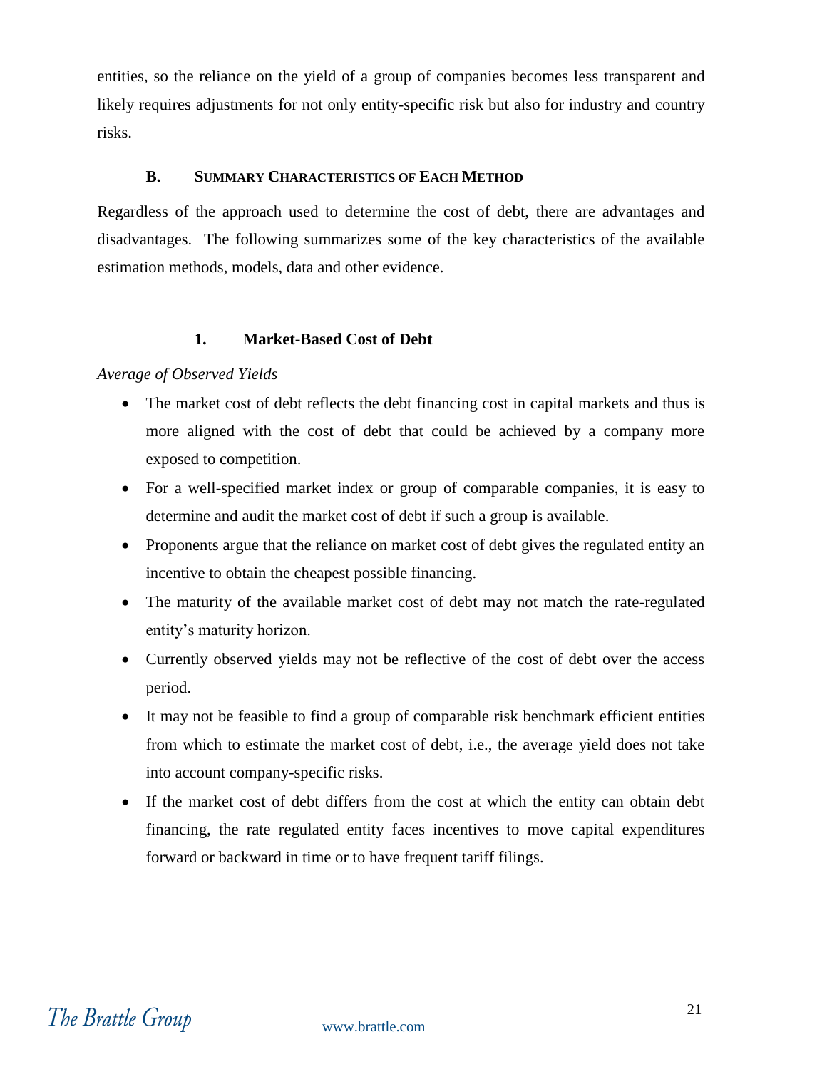entities, so the reliance on the yield of a group of companies becomes less transparent and likely requires adjustments for not only entity-specific risk but also for industry and country risks.

## B. Summary Characteristics of Each Method

Regardless of the approach used to determine the cost of debt, there are advantages and disadvantages. The following summarizes some of the key characteristics of the available estimation methods, models, data and other evidence.

### 1. Market-Based Cost of Debt

*Average of Observed Yields*

- The market cost of debt reflects the debt financing cost in capital markets and thus is more aligned with the cost of debt that could be achieved by a company more exposed to competition.
- For a well-specified market index or group of comparable companies, it is easy to determine and audit the market cost of debt if such a group is available.
- Proponents argue that the reliance on market cost of debt gives the regulated entity an incentive to obtain the cheapest possible financing.
- The maturity of the available market cost of debt may not match the rate-regulated entity's maturity horizon.
- Currently observed yields may not be reflective of the cost of debt over the access period.
- It may not be feasible to find a group of comparable risk benchmark efficient entities from which to estimate the market cost of debt, i.e., the average yield does not take into account company-specific risks.
- If the market cost of debt differs from the cost at which the entity can obtain debt financing, the rate regulated entity faces incentives to move capital expenditures forward or backward in time or to have frequent tariff filings.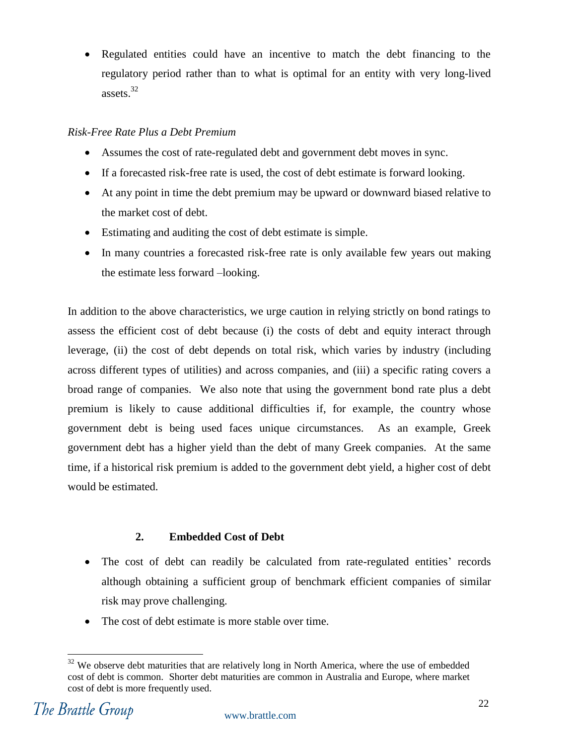- Regulated entities could have an incentive to match the debt financing to the regulatory period rather than to what is optimal for an entity with very long-lived assets.[32]

*Risk-Free Rate Plus a Debt Premium*

- Assumes the cost of rate-regulated debt and government debt moves in sync.
- If a forecasted risk-free rate is used, the cost of debt estimate is forward looking.
- At any point in time the debt premium may be upward or downward biased relative to the market cost of debt.
- Estimating and auditing the cost of debt estimate is simple.
- In many countries a forecasted risk-free rate is only available few years out making the estimate less forward –looking.

In addition to the above characteristics, we urge caution in relying strictly on bond ratings to assess the efficient cost of debt because (i) the costs of debt and equity interact through leverage, (ii) the cost of debt depends on total risk, which varies by industry (including across different types of utilities) and across companies, and (iii) a specific rating covers a broad range of companies. We also note that using the government bond rate plus a debt premium is likely to cause additional difficulties if, for example, the country whose government debt is being used faces unique circumstances. As an example, Greek government debt has a higher yield than the debt of many Greek companies. At the same time, if a historical risk premium is added to the government debt yield, a higher cost of debt would be estimated.

### 2. Embedded Cost of Debt

- The cost of debt can readily be calculated from rate-regulated entities' records although obtaining a sufficient group of benchmark efficient companies of similar risk may prove challenging.
- The cost of debt estimate is more stable over time.

[32] We observe debt maturities that are relatively long in North America, where the use of embedded cost of debt is common. Shorter debt maturities are common in Australia and Europe, where market cost of debt is more frequently used.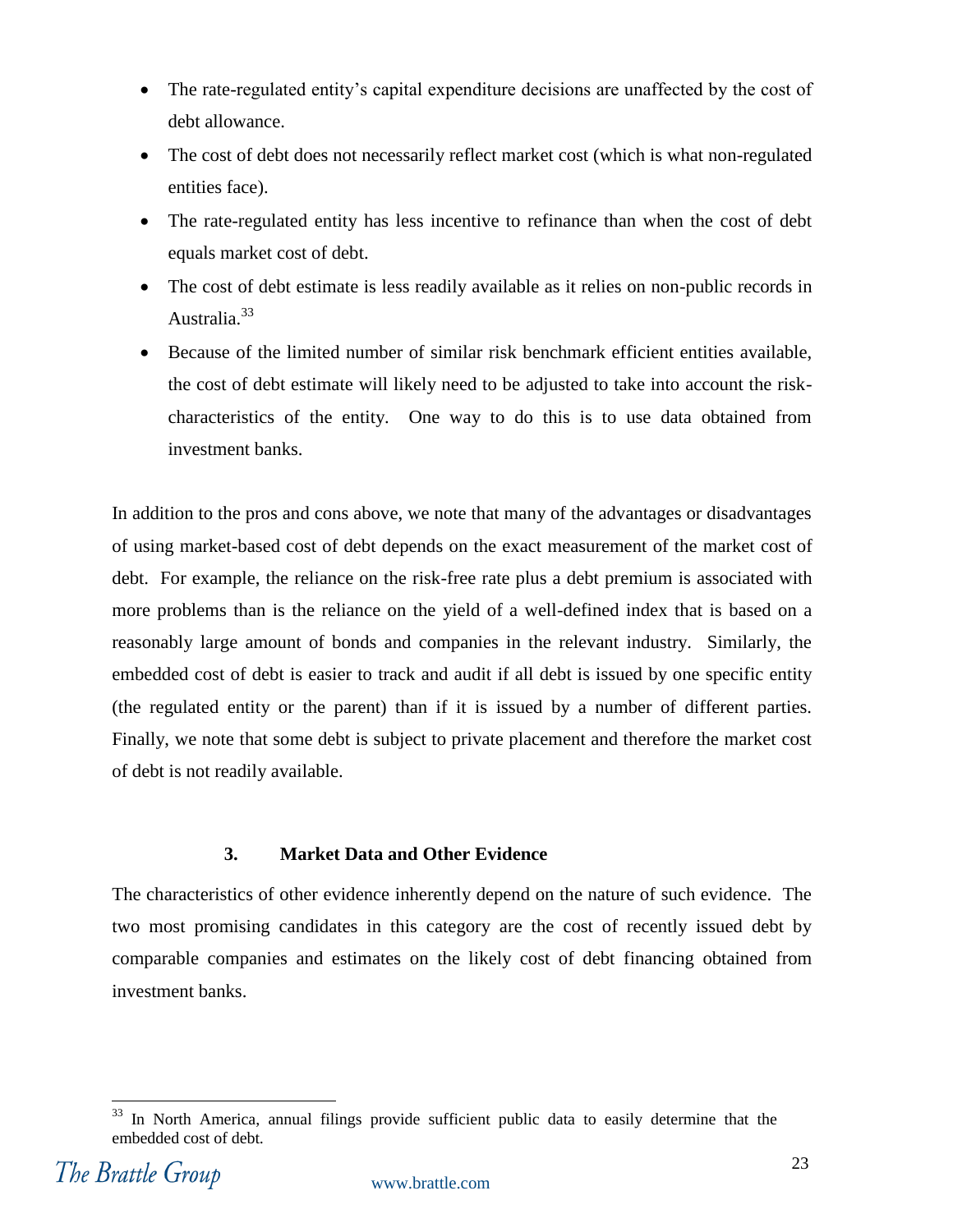- The rate-regulated entity's capital expenditure decisions are unaffected by the cost of debt allowance.
- The cost of debt does not necessarily reflect market cost (which is what non-regulated entities face).
- The rate-regulated entity has less incentive to refinance than when the cost of debt equals market cost of debt.
- The cost of debt estimate is less readily available as it relies on non-public records in Australia.[33]
- Because of the limited number of similar risk benchmark efficient entities available, the cost of debt estimate will likely need to be adjusted to take into account the risk-characteristics of the entity. One way to do this is to use data obtained from investment banks.

In addition to the pros and cons above, we note that many of the advantages or disadvantages of using market-based cost of debt depends on the exact measurement of the market cost of debt. For example, the reliance on the risk-free rate plus a debt premium is associated with more problems than is the reliance on the yield of a well-defined index that is based on a reasonably large amount of bonds and companies in the relevant industry. Similarly, the embedded cost of debt is easier to track and audit if all debt is issued by one specific entity (the regulated entity or the parent) than if it is issued by a number of different parties. Finally, we note that some debt is subject to private placement and therefore the market cost of debt is not readily available.

### 3. Market Data and Other Evidence

The characteristics of other evidence inherently depend on the nature of such evidence. The two most promising candidates in this category are the cost of recently issued debt by comparable companies and estimates on the likely cost of debt financing obtained from investment banks.

[33] In North America, annual filings provide sufficient public data to easily determine that the embedded cost of debt.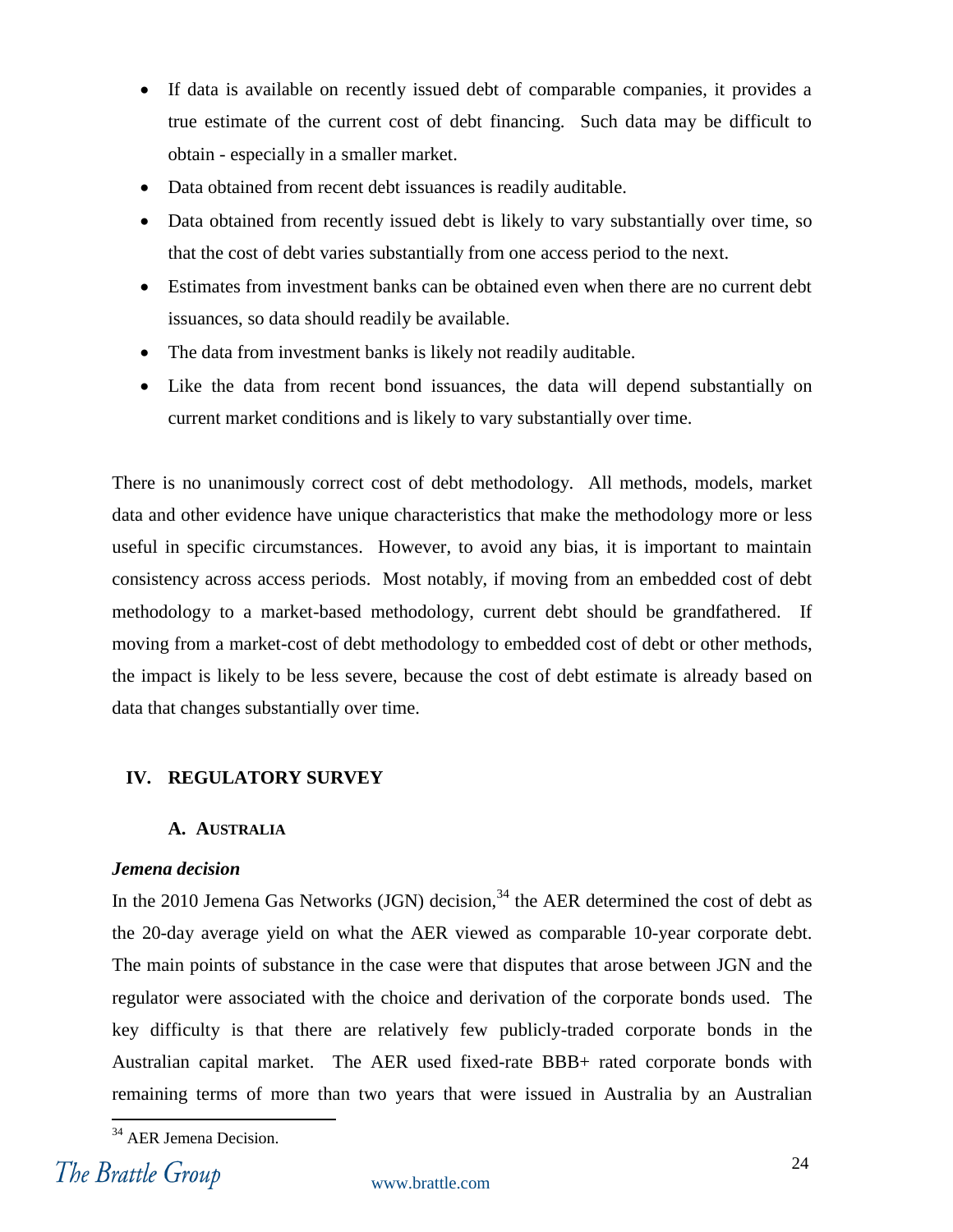- If data is available on recently issued debt of comparable companies, it provides a true estimate of the current cost of debt financing. Such data may be difficult to obtain - especially in a smaller market.
- Data obtained from recent debt issuances is readily auditable.
- Data obtained from recently issued debt is likely to vary substantially over time, so that the cost of debt varies substantially from one access period to the next.
- Estimates from investment banks can be obtained even when there are no current debt issuances, so data should readily be available.
- The data from investment banks is likely not readily auditable.
- Like the data from recent bond issuances, the data will depend substantially on current market conditions and is likely to vary substantially over time.

There is no unanimously correct cost of debt methodology. All methods, models, market data and other evidence have unique characteristics that make the methodology more or less useful in specific circumstances. However, to avoid any bias, it is important to maintain consistency across access periods. Most notably, if moving from an embedded cost of debt methodology to a market-based methodology, current debt should be grandfathered. If moving from a market-cost of debt methodology to embedded cost of debt or other methods, the impact is likely to be less severe, because the cost of debt estimate is already based on data that changes substantially over time.

## IV. REGULATORY SURVEY

### A. AUSTRALIA

***Jemena decision***

In the 2010 Jemena Gas Networks (JGN) decision,[34] the AER determined the cost of debt as the 20-day average yield on what the AER viewed as comparable 10-year corporate debt. The main points of substance in the case were that disputes that arose between JGN and the regulator were associated with the choice and derivation of the corporate bonds used. The key difficulty is that there are relatively few publicly-traded corporate bonds in the Australian capital market. The AER used fixed-rate BBB+ rated corporate bonds with remaining terms of more than two years that were issued in Australia by an Australian

[34] AER Jemena Decision.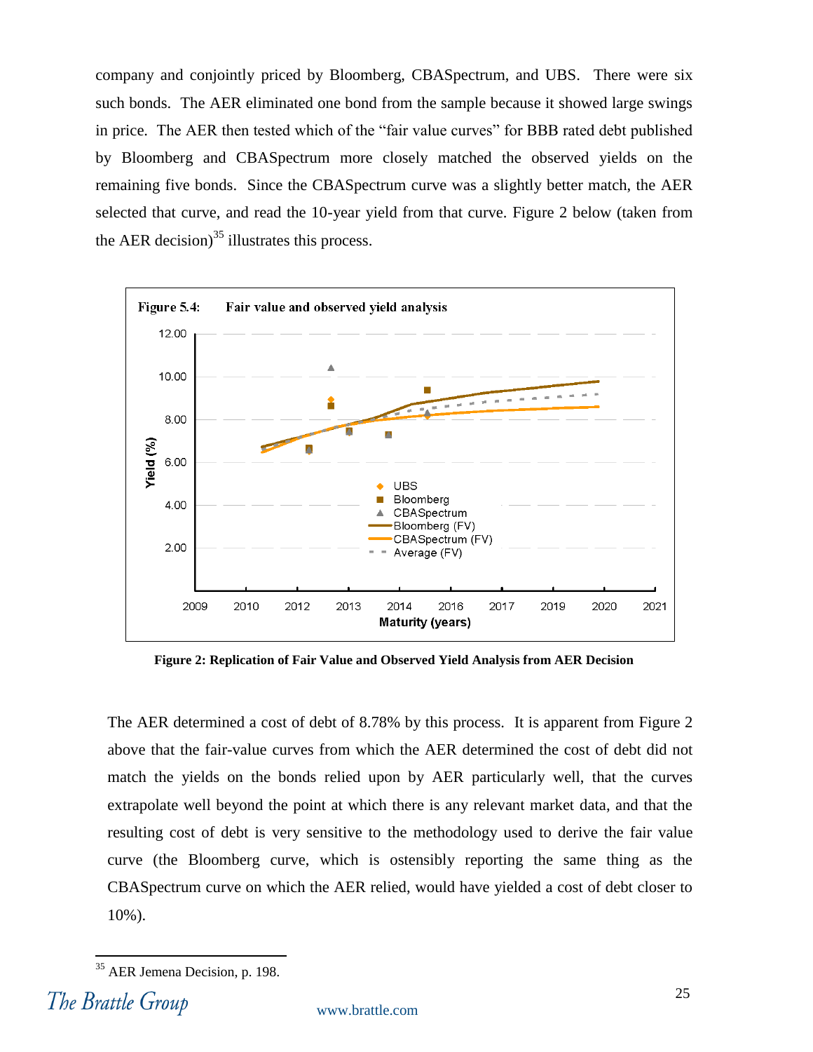company and conjointly priced by Bloomberg, CBASpectrum, and UBS. There were six such bonds. The AER eliminated one bond from the sample because it showed large swings in price. The AER then tested which of the "fair value curves" for BBB rated debt published by Bloomberg and CBASpectrum more closely matched the observed yields on the remaining five bonds. Since the CBASpectrum curve was a slightly better match, the AER selected that curve, and read the 10-year yield from that curve. Figure 2 below (taken from the AER decision)[35] illustrates this process.

**Figure 5.4: Fair value and observed yield analysis**

**Figure 2: Replication of Fair Value and Observed Yield Analysis from AER Decision**

The AER determined a cost of debt of 8.78% by this process. It is apparent from Figure 2 above that the fair-value curves from which the AER determined the cost of debt did not match the yields on the bonds relied upon by AER particularly well, that the curves extrapolate well beyond the point at which there is any relevant market data, and that the resulting cost of debt is very sensitive to the methodology used to derive the fair value curve (the Bloomberg curve, which is ostensibly reporting the same thing as the CBASpectrum curve on which the AER relied, would have yielded a cost of debt closer to 10%).

[35] AER Jemena Decision, p. 198.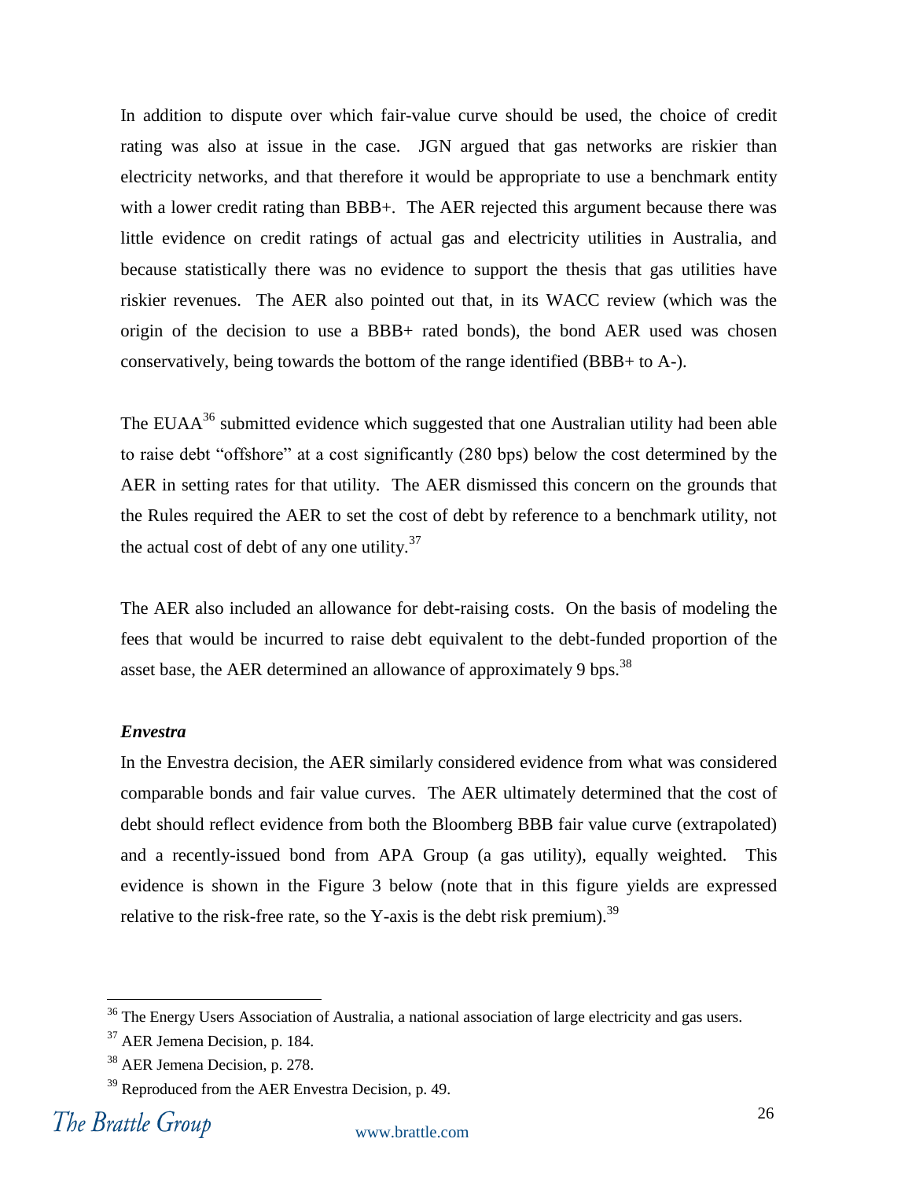In addition to dispute over which fair-value curve should be used, the choice of credit rating was also at issue in the case. JGN argued that gas networks are riskier than electricity networks, and that therefore it would be appropriate to use a benchmark entity with a lower credit rating than BBB+. The AER rejected this argument because there was little evidence on credit ratings of actual gas and electricity utilities in Australia, and because statistically there was no evidence to support the thesis that gas utilities have riskier revenues. The AER also pointed out that, in its WACC review (which was the origin of the decision to use a BBB+ rated bonds), the bond AER used was chosen conservatively, being towards the bottom of the range identified (BBB+ to A-).

The EUAA[36] submitted evidence which suggested that one Australian utility had been able to raise debt "offshore" at a cost significantly (280 bps) below the cost determined by the AER in setting rates for that utility. The AER dismissed this concern on the grounds that the Rules required the AER to set the cost of debt by reference to a benchmark utility, not the actual cost of debt of any one utility.[37]

The AER also included an allowance for debt-raising costs. On the basis of modeling the fees that would be incurred to raise debt equivalent to the debt-funded proportion of the asset base, the AER determined an allowance of approximately 9 bps.[38]

***Envestra***

In the Envestra decision, the AER similarly considered evidence from what was considered comparable bonds and fair value curves. The AER ultimately determined that the cost of debt should reflect evidence from both the Bloomberg BBB fair value curve (extrapolated) and a recently-issued bond from APA Group (a gas utility), equally weighted. This evidence is shown in the Figure 3 below (note that in this figure yields are expressed relative to the risk-free rate, so the Y-axis is the debt risk premium).[39]

---

[36] The Energy Users Association of Australia, a national association of large electricity and gas users.

[37] AER Jemena Decision, p. 184.

[38] AER Jemena Decision, p. 278.

[39] Reproduced from the AER Envestra Decision, p. 49.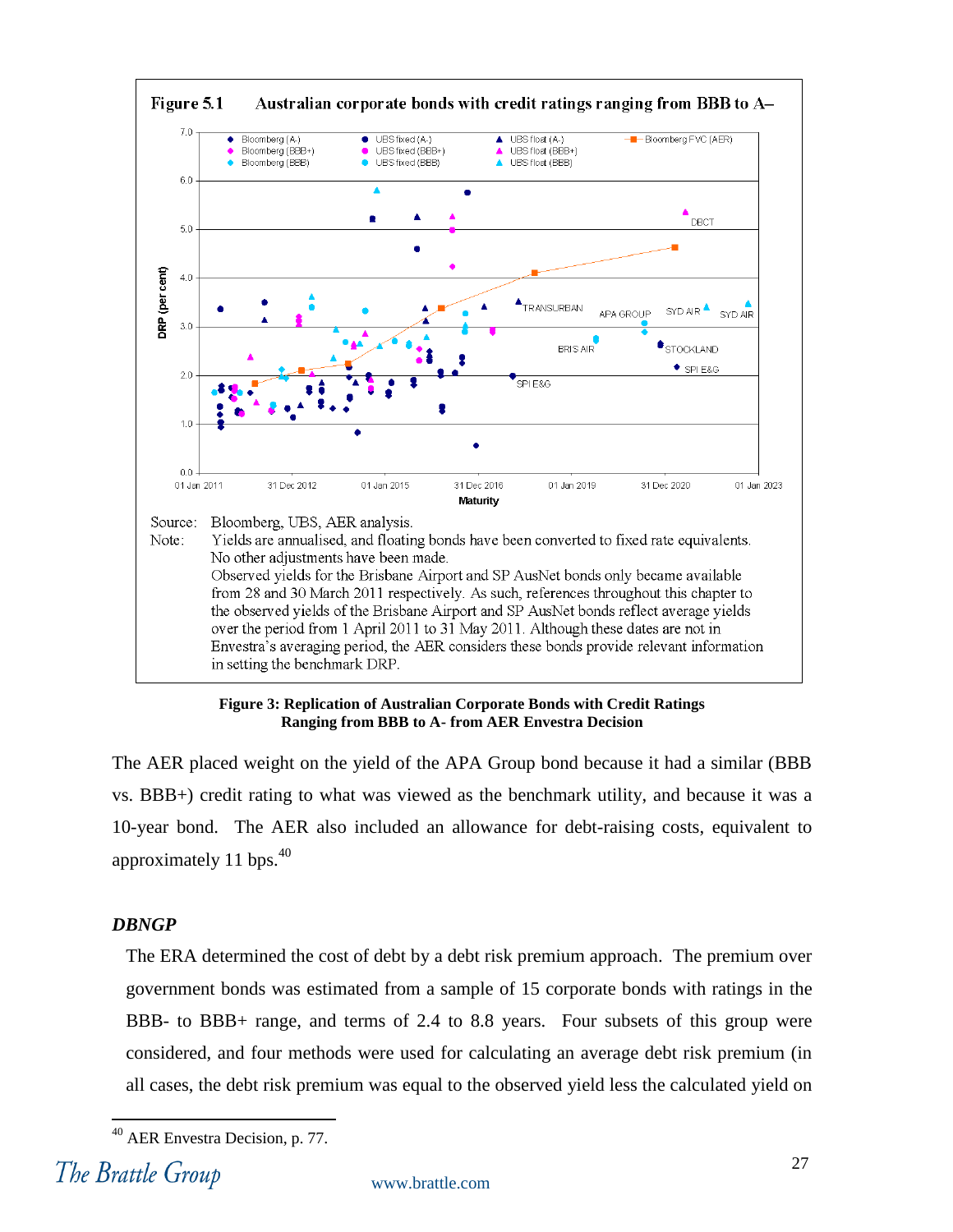**Figure 5.1 Australian corporate bonds with credit ratings ranging from BBB to A–**

Source: Bloomberg, UBS, AER analysis.

Note: Yields are annualised, and floating bonds have been converted to fixed rate equivalents. No other adjustments have been made. Observed yields for the Brisbane Airport and SP AusNet bonds only became available from 28 and 30 March 2011 respectively. As such, references throughout this chapter to the observed yields of the Brisbane Airport and SP AusNet bonds reflect average yields over the period from 1 April 2011 to 31 May 2011. Although these dates are not in Envestra's averaging period, the AER considers these bonds provide relevant information in setting the benchmark DRP.

**Figure 3: Replication of Australian Corporate Bonds with Credit Ratings Ranging from BBB to A- from AER Envestra Decision**

The AER placed weight on the yield of the APA Group bond because it had a similar (BBB vs. BBB+) credit rating to what was viewed as the benchmark utility, and because it was a 10-year bond. The AER also included an allowance for debt-raising costs, equivalent to approximately 11 bps.[40]

### *DBNGP*

The ERA determined the cost of debt by a debt risk premium approach. The premium over government bonds was estimated from a sample of 15 corporate bonds with ratings in the BBB- to BBB+ range, and terms of 2.4 to 8.8 years. Four subsets of this group were considered, and four methods were used for calculating an average debt risk premium (in all cases, the debt risk premium was equal to the observed yield less the calculated yield on

[40] AER Envestra Decision, p. 77.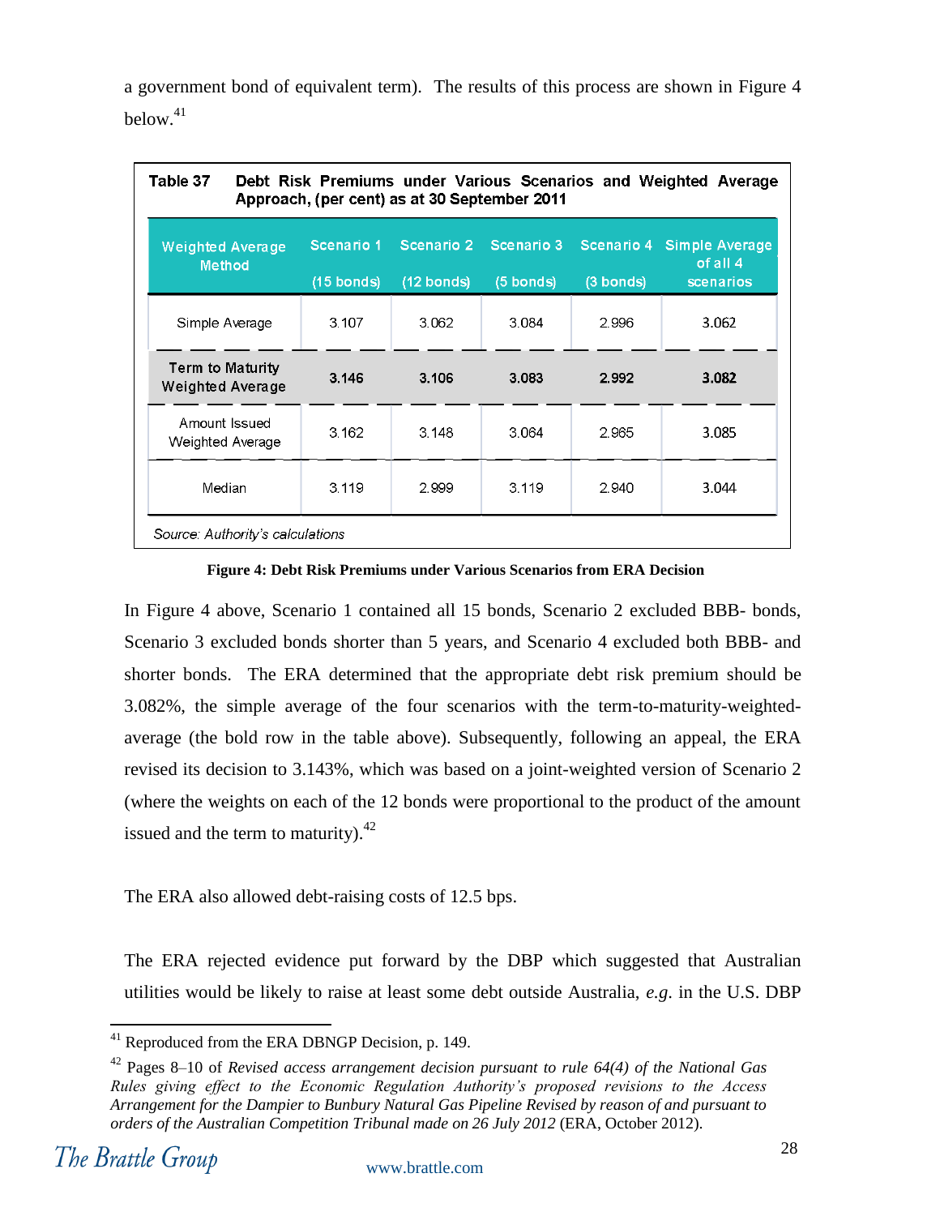a government bond of equivalent term). The results of this process are shown in Figure 4 below.[41]

**Table 37 Debt Risk Premiums under Various Scenarios and Weighted Average Approach, (per cent) as at 30 September 2011**

| Weighted Average Method | Scenario 1 (15 bonds) | Scenario 2 (12 bonds) | Scenario 3 (5 bonds) | Scenario 4 (3 bonds) | Simple Average of all 4 scenarios |
|---|---|---|---|---|---|
| Simple Average | 3.107 | 3.062 | 3.084 | 2.996 | 3.062 |
| **Term to Maturity Weighted Average** | **3.146** | **3.106** | **3.083** | **2.992** | **3.082** |
| Amount Issued Weighted Average | 3.162 | 3.148 | 3.064 | 2.965 | 3.085 |
| Median | 3.119 | 2.999 | 3.119 | 2.940 | 3.044 |

*Source: Authority's calculations*

**Figure 4: Debt Risk Premiums under Various Scenarios from ERA Decision**

In Figure 4 above, Scenario 1 contained all 15 bonds, Scenario 2 excluded BBB- bonds, Scenario 3 excluded bonds shorter than 5 years, and Scenario 4 excluded both BBB- and shorter bonds. The ERA determined that the appropriate debt risk premium should be 3.082%, the simple average of the four scenarios with the term-to-maturity-weighted-average (the bold row in the table above). Subsequently, following an appeal, the ERA revised its decision to 3.143%, which was based on a joint-weighted version of Scenario 2 (where the weights on each of the 12 bonds were proportional to the product of the amount issued and the term to maturity).[42]

The ERA also allowed debt-raising costs of 12.5 bps.

The ERA rejected evidence put forward by the DBP which suggested that Australian utilities would be likely to raise at least some debt outside Australia, *e.g.* in the U.S. DBP

---

[41] Reproduced from the ERA DBNGP Decision, p. 149.

[42] Pages 8–10 of *Revised access arrangement decision pursuant to rule 64(4) of the National Gas Rules giving effect to the Economic Regulation Authority's proposed revisions to the Access Arrangement for the Dampier to Bunbury Natural Gas Pipeline Revised by reason of and pursuant to orders of the Australian Competition Tribunal made on 26 July 2012* (ERA, October 2012).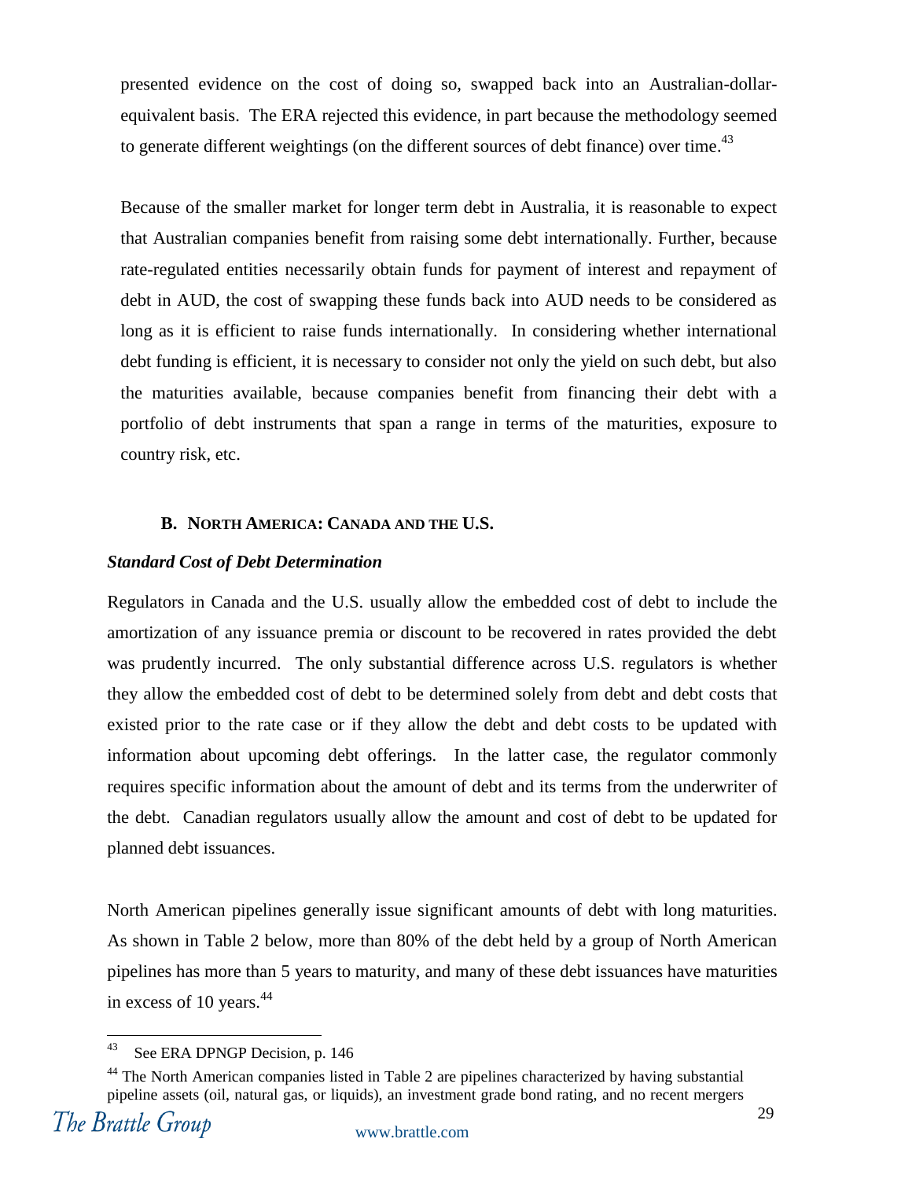presented evidence on the cost of doing so, swapped back into an Australian-dollar-equivalent basis. The ERA rejected this evidence, in part because the methodology seemed to generate different weightings (on the different sources of debt finance) over time.[43]

Because of the smaller market for longer term debt in Australia, it is reasonable to expect that Australian companies benefit from raising some debt internationally. Further, because rate-regulated entities necessarily obtain funds for payment of interest and repayment of debt in AUD, the cost of swapping these funds back into AUD needs to be considered as long as it is efficient to raise funds internationally. In considering whether international debt funding is efficient, it is necessary to consider not only the yield on such debt, but also the maturities available, because companies benefit from financing their debt with a portfolio of debt instruments that span a range in terms of the maturities, exposure to country risk, etc.

### B. North America: Canada and the U.S.

***Standard Cost of Debt Determination***

Regulators in Canada and the U.S. usually allow the embedded cost of debt to include the amortization of any issuance premia or discount to be recovered in rates provided the debt was prudently incurred. The only substantial difference across U.S. regulators is whether they allow the embedded cost of debt to be determined solely from debt and debt costs that existed prior to the rate case or if they allow the debt and debt costs to be updated with information about upcoming debt offerings. In the latter case, the regulator commonly requires specific information about the amount of debt and its terms from the underwriter of the debt. Canadian regulators usually allow the amount and cost of debt to be updated for planned debt issuances.

North American pipelines generally issue significant amounts of debt with long maturities. As shown in Table 2 below, more than 80% of the debt held by a group of North American pipelines has more than 5 years to maturity, and many of these debt issuances have maturities in excess of 10 years.[44]

---

[43] See ERA DPNGP Decision, p. 146

[44] The North American companies listed in Table 2 are pipelines characterized by having substantial pipeline assets (oil, natural gas, or liquids), an investment grade bond rating, and no recent mergers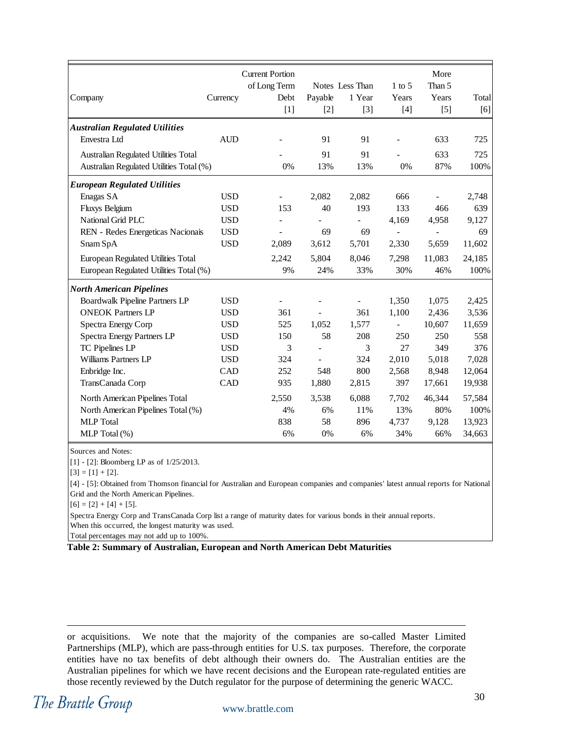| Company | Currency | Current Portion of Long Term Debt [1] | Notes Payable [2] | Less Than 1 Year [3] | 1 to 5 Years [4] | More Than 5 Years [5] | Total [6] |
|---|---|---|---|---|---|---|---|
| ***Australian Regulated Utilities*** | | | | | | | |
| Envestra Ltd | AUD | - | 91 | 91 | - | 633 | 725 |
| Australian Regulated Utilities Total | | - | 91 | 91 | - | 633 | 725 |
| Australian Regulated Utilities Total (%) | | 0% | 13% | 13% | 0% | 87% | 100% |
| ***European Regulated Utilities*** | | | | | | | |
| Enagas SA | USD | - | 2,082 | 2,082 | 666 | - | 2,748 |
| Fluxys Belgium | USD | 153 | 40 | 193 | 133 | 466 | 639 |
| National Grid PLC | USD | - | - | - | 4,169 | 4,958 | 9,127 |
| REN - Redes Energeticas Nacionais | USD | - | 69 | 69 | - | - | 69 |
| Snam SpA | USD | 2,089 | 3,612 | 5,701 | 2,330 | 5,659 | 11,602 |
| European Regulated Utilities Total | | 2,242 | 5,804 | 8,046 | 7,298 | 11,083 | 24,185 |
| European Regulated Utilities Total (%) | | 9% | 24% | 33% | 30% | 46% | 100% |
| ***North American Pipelines*** | | | | | | | |
| Boardwalk Pipeline Partners LP | USD | - | - | - | 1,350 | 1,075 | 2,425 |
| ONEOK Partners LP | USD | 361 | - | 361 | 1,100 | 2,436 | 3,536 |
| Spectra Energy Corp | USD | 525 | 1,052 | 1,577 | - | 10,607 | 11,659 |
| Spectra Energy Partners LP | USD | 150 | 58 | 208 | 250 | 250 | 558 |
| TC Pipelines LP | USD | 3 | - | 3 | 27 | 349 | 376 |
| Williams Partners LP | USD | 324 | - | 324 | 2,010 | 5,018 | 7,028 |
| Enbridge Inc. | CAD | 252 | 548 | 800 | 2,568 | 8,948 | 12,064 |
| TransCanada Corp | CAD | 935 | 1,880 | 2,815 | 397 | 17,661 | 19,938 |
| North American Pipelines Total | | 2,550 | 3,538 | 6,088 | 7,702 | 46,344 | 57,584 |
| North American Pipelines Total (%) | | 4% | 6% | 11% | 13% | 80% | 100% |
| MLP Total | | 838 | 58 | 896 | 4,737 | 9,128 | 13,923 |
| MLP Total (%) | | 6% | 0% | 6% | 34% | 66% | 34,663 |

Sources and Notes:
[1] - [2]: Bloomberg LP as of 1/25/2013.
[3] = [1] + [2].
[4] - [5]: Obtained from Thomson financial for Australian and European companies and companies' latest annual reports for National Grid and the North American Pipelines.
[6] = [2] + [4] + [5].
Spectra Energy Corp and TransCanada Corp list a range of maturity dates for various bonds in their annual reports.
When this occurred, the longest maturity was used.
Total percentages may not add up to 100%.

**Table 2: Summary of Australian, European and North American Debt Maturities**

---

or acquisitions. We note that the majority of the companies are so-called Master Limited Partnerships (MLP), which are pass-through entities for U.S. tax purposes. Therefore, the corporate entities have no tax benefits of debt although their owners do. The Australian entities are the Australian pipelines for which we have recent decisions and the European rate-regulated entities are those recently reviewed by the Dutch regulator for the purpose of determining the generic WACC.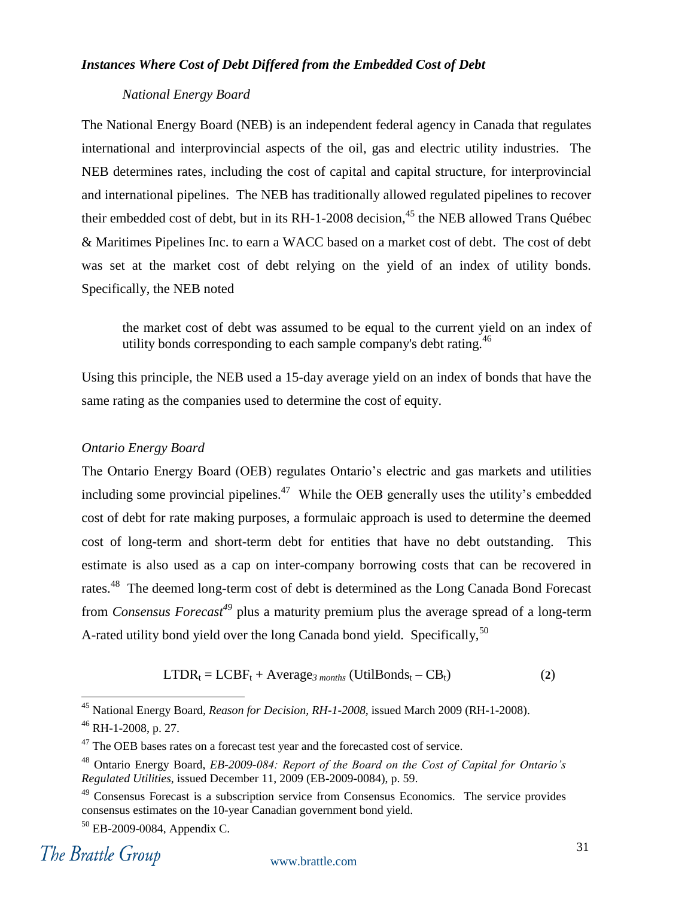### *Instances Where Cost of Debt Differed from the Embedded Cost of Debt*

#### *National Energy Board*

The National Energy Board (NEB) is an independent federal agency in Canada that regulates international and interprovincial aspects of the oil, gas and electric utility industries. The NEB determines rates, including the cost of capital and capital structure, for interprovincial and international pipelines. The NEB has traditionally allowed regulated pipelines to recover their embedded cost of debt, but in its RH-1-2008 decision,[45] the NEB allowed Trans Québec & Maritimes Pipelines Inc. to earn a WACC based on a market cost of debt. The cost of debt was set at the market cost of debt relying on the yield of an index of utility bonds. Specifically, the NEB noted

> the market cost of debt was assumed to be equal to the current yield on an index of utility bonds corresponding to each sample company's debt rating.[46]

Using this principle, the NEB used a 15-day average yield on an index of bonds that have the same rating as the companies used to determine the cost of equity.

#### *Ontario Energy Board*

The Ontario Energy Board (OEB) regulates Ontario's electric and gas markets and utilities including some provincial pipelines.[47] While the OEB generally uses the utility's embedded cost of debt for rate making purposes, a formulaic approach is used to determine the deemed cost of long-term and short-term debt for entities that have no debt outstanding. This estimate is also used as a cap on inter-company borrowing costs that can be recovered in rates.[48] The deemed long-term cost of debt is determined as the Long Canada Bond Forecast from *Consensus Forecast*[49] plus a maturity premium plus the average spread of a long-term A-rated utility bond yield over the long Canada bond yield. Specifically,[50]

$$LTDR_t = LCBF_t + Average_{3\ months}\left(UtilBonds_t - CB_t\right) \tag{2}$$

---

[45] National Energy Board, *Reason for Decision, RH-1-2008*, issued March 2009 (RH-1-2008).

[46] RH-1-2008, p. 27.

[47] The OEB bases rates on a forecast test year and the forecasted cost of service.

[48] Ontario Energy Board, *EB-2009-084: Report of the Board on the Cost of Capital for Ontario's Regulated Utilities*, issued December 11, 2009 (EB-2009-0084), p. 59.

[49] Consensus Forecast is a subscription service from Consensus Economics. The service provides consensus estimates on the 10-year Canadian government bond yield.

[50] EB-2009-0084, Appendix C.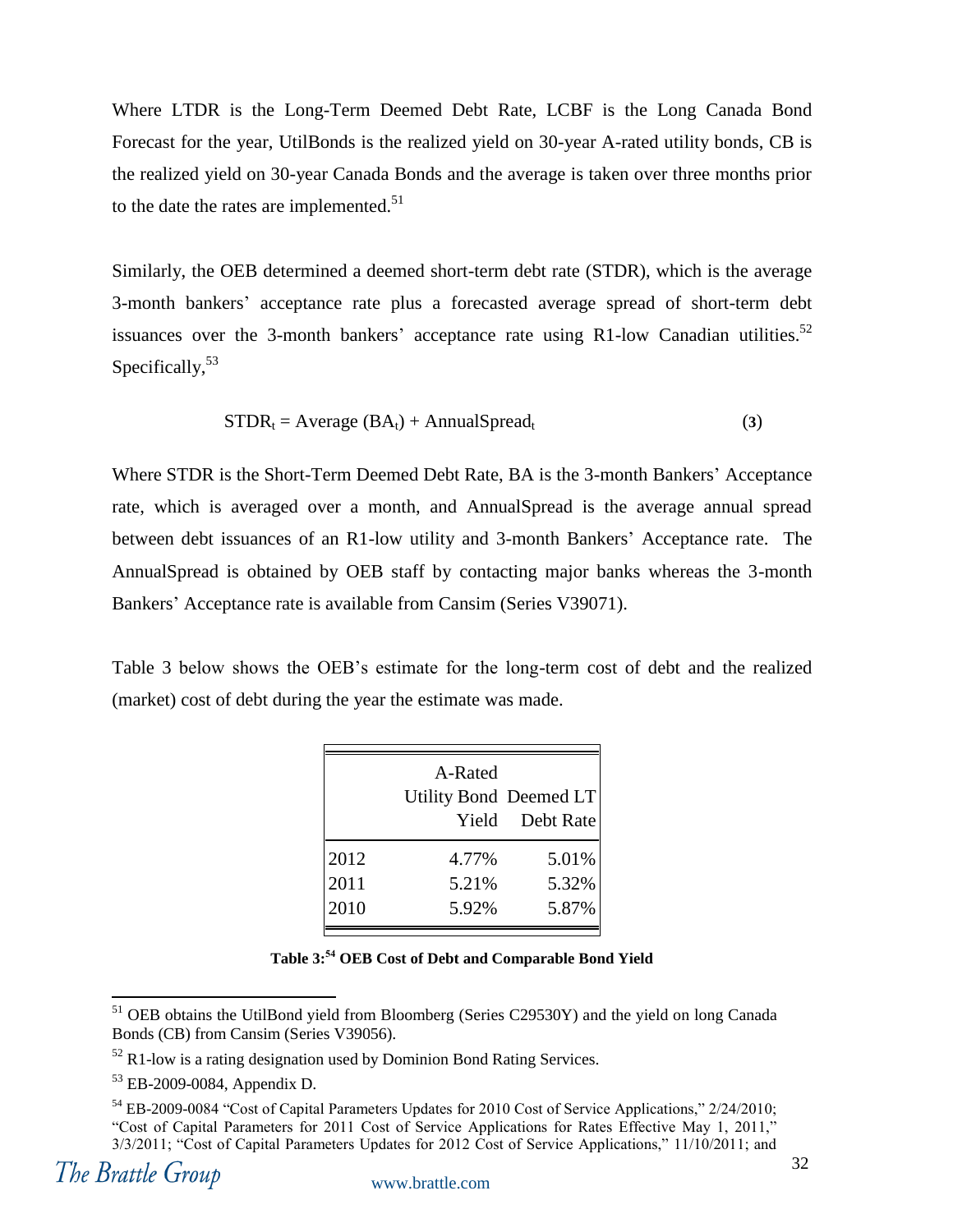Where LTDR is the Long-Term Deemed Debt Rate, LCBF is the Long Canada Bond Forecast for the year, UtilBonds is the realized yield on 30-year A-rated utility bonds, CB is the realized yield on 30-year Canada Bonds and the average is taken over three months prior to the date the rates are implemented.[51]

Similarly, the OEB determined a deemed short-term debt rate (STDR), which is the average 3-month bankers' acceptance rate plus a forecasted average spread of short-term debt issuances over the 3-month bankers' acceptance rate using R1-low Canadian utilities.[52] Specifically,[53]

$$STDR_t = \text{Average}\ (BA_t) + \text{AnnualSpread}_t \tag{3}$$

Where STDR is the Short-Term Deemed Debt Rate, BA is the 3-month Bankers' Acceptance rate, which is averaged over a month, and AnnualSpread is the average annual spread between debt issuances of an R1-low utility and 3-month Bankers' Acceptance rate. The AnnualSpread is obtained by OEB staff by contacting major banks whereas the 3-month Bankers' Acceptance rate is available from Cansim (Series V39071).

Table 3 below shows the OEB's estimate for the long-term cost of debt and the realized (market) cost of debt during the year the estimate was made.

| | A-Rated Utility Bond Yield | Deemed LT Debt Rate |
|---|---|---|
| 2012 | 4.77% | 5.01% |
| 2011 | 5.21% | 5.32% |
| 2010 | 5.92% | 5.87% |

**Table 3:[54] OEB Cost of Debt and Comparable Bond Yield**

---

[51] OEB obtains the UtilBond yield from Bloomberg (Series C29530Y) and the yield on long Canada Bonds (CB) from Cansim (Series V39056).

[52] R1-low is a rating designation used by Dominion Bond Rating Services.

[53] EB-2009-0084, Appendix D.

[54] EB-2009-0084 "Cost of Capital Parameters Updates for 2010 Cost of Service Applications," 2/24/2010; "Cost of Capital Parameters for 2011 Cost of Service Applications for Rates Effective May 1, 2011," 3/3/2011; "Cost of Capital Parameters Updates for 2012 Cost of Service Applications," 11/10/2011; and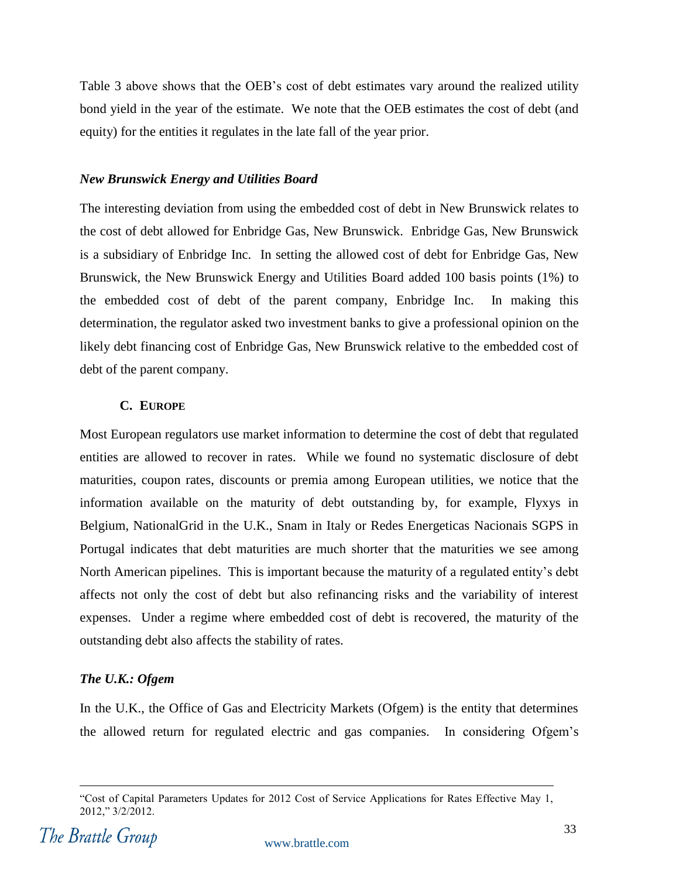Table 3 above shows that the OEB's cost of debt estimates vary around the realized utility bond yield in the year of the estimate. We note that the OEB estimates the cost of debt (and equity) for the entities it regulates in the late fall of the year prior.

***New Brunswick Energy and Utilities Board***

The interesting deviation from using the embedded cost of debt in New Brunswick relates to the cost of debt allowed for Enbridge Gas, New Brunswick. Enbridge Gas, New Brunswick is a subsidiary of Enbridge Inc. In setting the allowed cost of debt for Enbridge Gas, New Brunswick, the New Brunswick Energy and Utilities Board added 100 basis points (1%) to the embedded cost of debt of the parent company, Enbridge Inc. In making this determination, the regulator asked two investment banks to give a professional opinion on the likely debt financing cost of Enbridge Gas, New Brunswick relative to the embedded cost of debt of the parent company.

### C. EUROPE

Most European regulators use market information to determine the cost of debt that regulated entities are allowed to recover in rates. While we found no systematic disclosure of debt maturities, coupon rates, discounts or premia among European utilities, we notice that the information available on the maturity of debt outstanding by, for example, Flyxys in Belgium, NationalGrid in the U.K., Snam in Italy or Redes Energeticas Nacionais SGPS in Portugal indicates that debt maturities are much shorter that the maturities we see among North American pipelines. This is important because the maturity of a regulated entity's debt affects not only the cost of debt but also refinancing risks and the variability of interest expenses. Under a regime where embedded cost of debt is recovered, the maturity of the outstanding debt also affects the stability of rates.

***The U.K.: Ofgem***

In the U.K., the Office of Gas and Electricity Markets (Ofgem) is the entity that determines the allowed return for regulated electric and gas companies. In considering Ofgem's

---

"Cost of Capital Parameters Updates for 2012 Cost of Service Applications for Rates Effective May 1, 2012," 3/2/2012.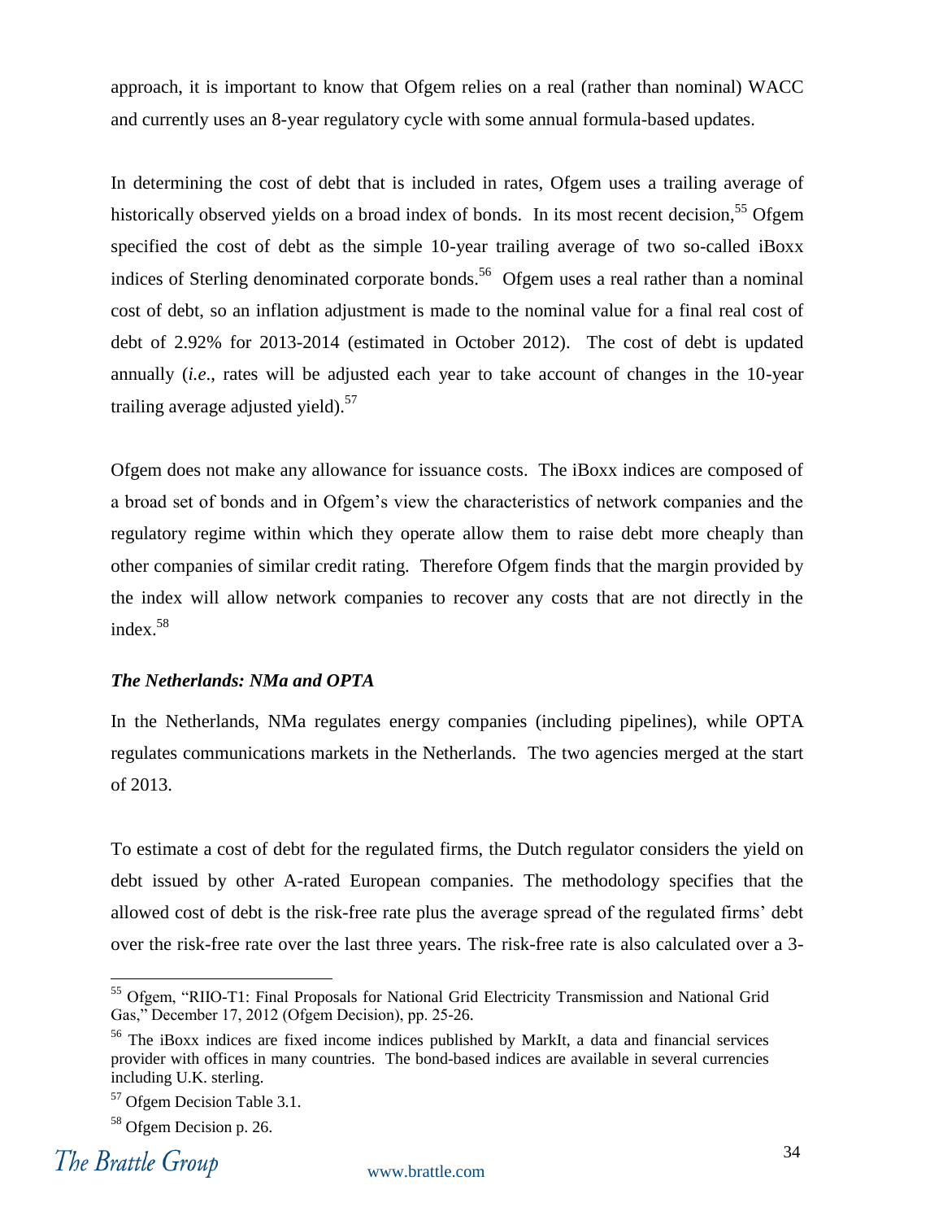approach, it is important to know that Ofgem relies on a real (rather than nominal) WACC and currently uses an 8-year regulatory cycle with some annual formula-based updates.

In determining the cost of debt that is included in rates, Ofgem uses a trailing average of historically observed yields on a broad index of bonds. In its most recent decision,[55] Ofgem specified the cost of debt as the simple 10-year trailing average of two so-called iBoxx indices of Sterling denominated corporate bonds.[56] Ofgem uses a real rather than a nominal cost of debt, so an inflation adjustment is made to the nominal value for a final real cost of debt of 2.92% for 2013-2014 (estimated in October 2012). The cost of debt is updated annually (*i.e.*, rates will be adjusted each year to take account of changes in the 10-year trailing average adjusted yield).[57]

Ofgem does not make any allowance for issuance costs. The iBoxx indices are composed of a broad set of bonds and in Ofgem's view the characteristics of network companies and the regulatory regime within which they operate allow them to raise debt more cheaply than other companies of similar credit rating. Therefore Ofgem finds that the margin provided by the index will allow network companies to recover any costs that are not directly in the index.[58]

### *The Netherlands: NMa and OPTA*

In the Netherlands, NMa regulates energy companies (including pipelines), while OPTA regulates communications markets in the Netherlands. The two agencies merged at the start of 2013.

To estimate a cost of debt for the regulated firms, the Dutch regulator considers the yield on debt issued by other A-rated European companies. The methodology specifies that the allowed cost of debt is the risk-free rate plus the average spread of the regulated firms' debt over the risk-free rate over the last three years. The risk-free rate is also calculated over a 3-

---

[55] Ofgem, "RIIO-T1: Final Proposals for National Grid Electricity Transmission and National Grid Gas," December 17, 2012 (Ofgem Decision), pp. 25-26.

[56] The iBoxx indices are fixed income indices published by MarkIt, a data and financial services provider with offices in many countries. The bond-based indices are available in several currencies including U.K. sterling.

[57] Ofgem Decision Table 3.1.

[58] Ofgem Decision p. 26.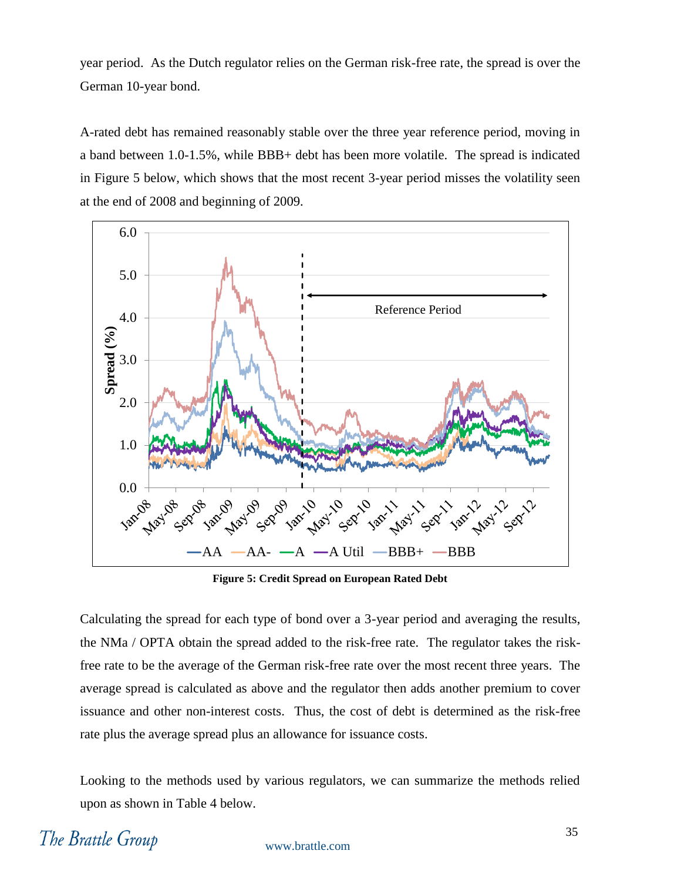year period. As the Dutch regulator relies on the German risk-free rate, the spread is over the German 10-year bond.

A-rated debt has remained reasonably stable over the three year reference period, moving in a band between 1.0-1.5%, while BBB+ debt has been more volatile. The spread is indicated in Figure 5 below, which shows that the most recent 3-year period misses the volatility seen at the end of 2008 and beginning of 2009.

**Figure 5: Credit Spread on European Rated Debt**

Calculating the spread for each type of bond over a 3-year period and averaging the results, the NMa / OPTA obtain the spread added to the risk-free rate. The regulator takes the risk-free rate to be the average of the German risk-free rate over the most recent three years. The average spread is calculated as above and the regulator then adds another premium to cover issuance and other non-interest costs. Thus, the cost of debt is determined as the risk-free rate plus the average spread plus an allowance for issuance costs.

Looking to the methods used by various regulators, we can summarize the methods relied upon as shown in Table 4 below.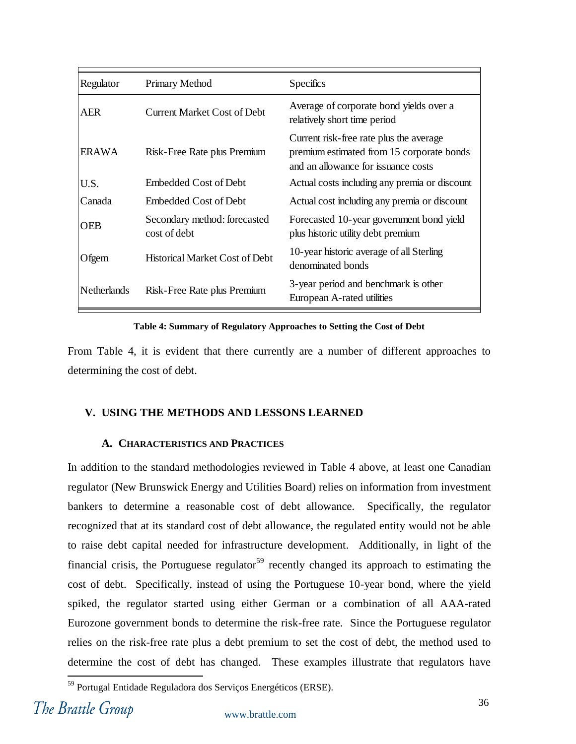| Regulator | Primary Method | Specifics |
|---|---|---|
| AER | Current Market Cost of Debt | Average of corporate bond yields over a relatively short time period |
| ERAWA | Risk-Free Rate plus Premium | Current risk-free rate plus the average premium estimated from 15 corporate bonds and an allowance for issuance costs |
| U.S. | Embedded Cost of Debt | Actual costs including any premia or discount |
| Canada | Embedded Cost of Debt | Actual cost including any premia or discount |
| OEB | Secondary method: forecasted cost of debt | Forecasted 10-year government bond yield plus historic utility debt premium |
| Ofgem | Historical Market Cost of Debt | 10-year historic average of all Sterling denominated bonds |
| Netherlands | Risk-Free Rate plus Premium | 3-year period and benchmark is other European A-rated utilities |

**Table 4: Summary of Regulatory Approaches to Setting the Cost of Debt**

From Table 4, it is evident that there currently are a number of different approaches to determining the cost of debt.

## V. USING THE METHODS AND LESSONS LEARNED

### A. CHARACTERISTICS AND PRACTICES

In addition to the standard methodologies reviewed in Table 4 above, at least one Canadian regulator (New Brunswick Energy and Utilities Board) relies on information from investment bankers to determine a reasonable cost of debt allowance. Specifically, the regulator recognized that at its standard cost of debt allowance, the regulated entity would not be able to raise debt capital needed for infrastructure development. Additionally, in light of the financial crisis, the Portuguese regulator[59] recently changed its approach to estimating the cost of debt. Specifically, instead of using the Portuguese 10-year bond, where the yield spiked, the regulator started using either German or a combination of all AAA-rated Eurozone government bonds to determine the risk-free rate. Since the Portuguese regulator relies on the risk-free rate plus a debt premium to set the cost of debt, the method used to determine the cost of debt has changed. These examples illustrate that regulators have

[59] Portugal Entidade Reguladora dos Serviços Energéticos (ERSE).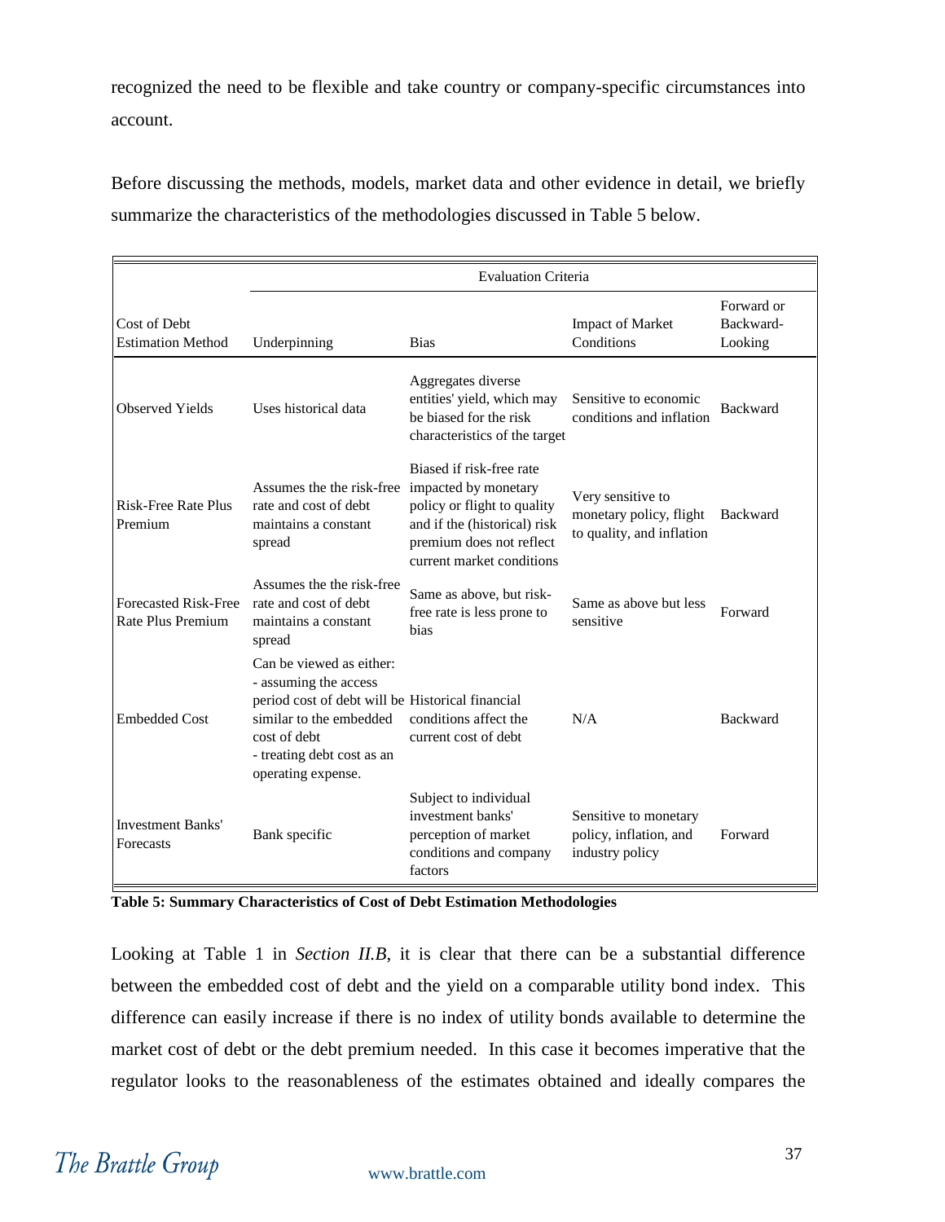recognized the need to be flexible and take country or company-specific circumstances into account.

Before discussing the methods, models, market data and other evidence in detail, we briefly summarize the characteristics of the methodologies discussed in Table 5 below.

| | Evaluation Criteria | | | |
|---|---|---|---|---|
| Cost of Debt Estimation Method | Underpinning | Bias | Impact of Market Conditions | Forward or Backward-Looking |
| Observed Yields | Uses historical data | Aggregates diverse entities' yield, which may be biased for the risk characteristics of the target | Sensitive to economic conditions and inflation | Backward |
| Risk-Free Rate Plus Premium | Assumes the the risk-free rate and cost of debt maintains a constant spread | Biased if risk-free rate impacted by monetary policy or flight to quality and if the (historical) risk premium does not reflect current market conditions | Very sensitive to monetary policy, flight to quality, and inflation | Backward |
| Forecasted Risk-Free Rate Plus Premium | Assumes the the risk-free rate and cost of debt maintains a constant spread | Same as above, but risk-free rate is less prone to bias | Same as above but less sensitive | Forward |
| Embedded Cost | Can be viewed as either: - assuming the access period cost of debt will be similar to the embedded cost of debt - treating debt cost as an operating expense. | Historical financial conditions affect the current cost of debt | N/A | Backward |
| Investment Banks' Forecasts | Bank specific | Subject to individual investment banks' perception of market conditions and company factors | Sensitive to monetary policy, inflation, and industry policy | Forward |

**Table 5: Summary Characteristics of Cost of Debt Estimation Methodologies**

Looking at Table 1 in *Section II.B*, it is clear that there can be a substantial difference between the embedded cost of debt and the yield on a comparable utility bond index. This difference can easily increase if there is no index of utility bonds available to determine the market cost of debt or the debt premium needed. In this case it becomes imperative that the regulator looks to the reasonableness of the estimates obtained and ideally compares the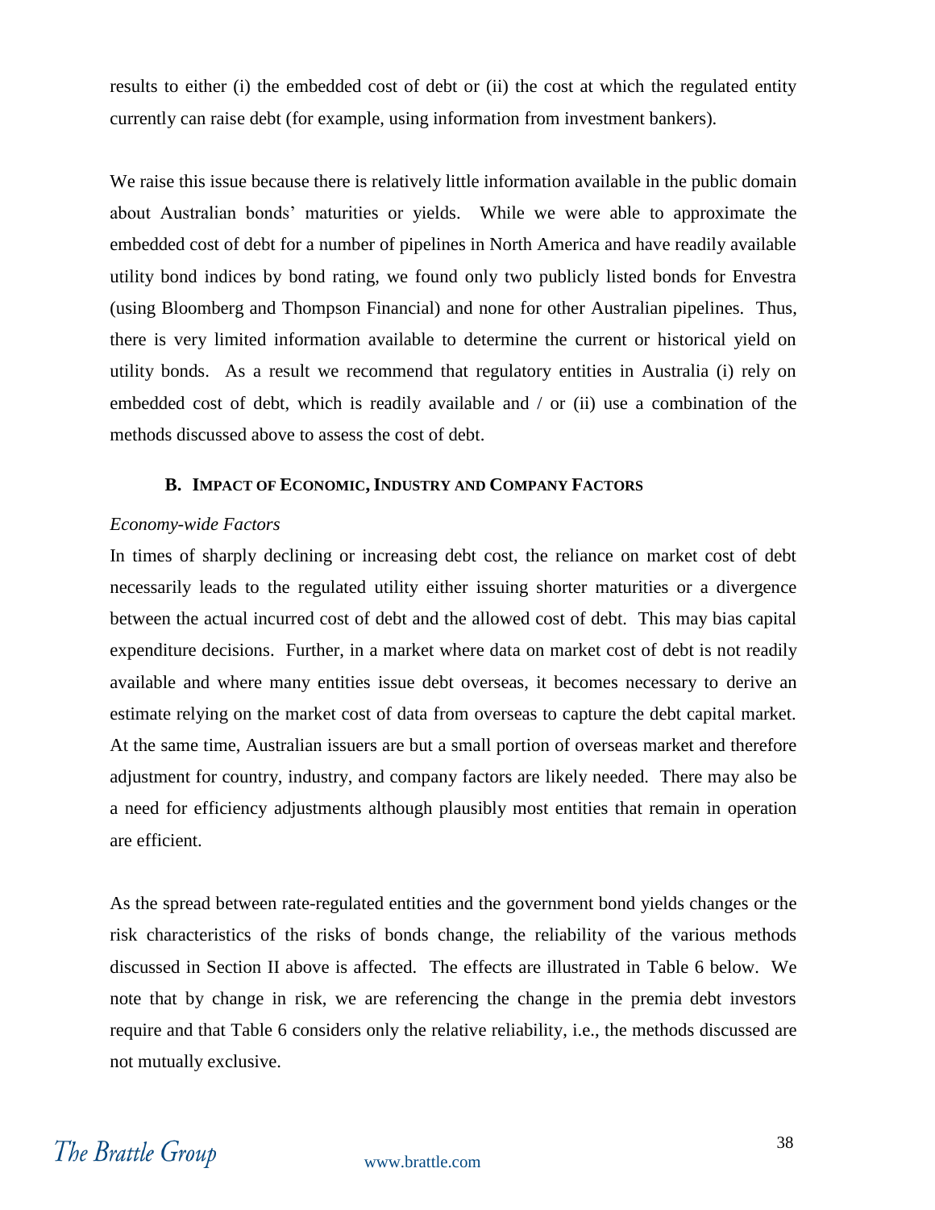results to either (i) the embedded cost of debt or (ii) the cost at which the regulated entity currently can raise debt (for example, using information from investment bankers).

We raise this issue because there is relatively little information available in the public domain about Australian bonds' maturities or yields. While we were able to approximate the embedded cost of debt for a number of pipelines in North America and have readily available utility bond indices by bond rating, we found only two publicly listed bonds for Envestra (using Bloomberg and Thompson Financial) and none for other Australian pipelines. Thus, there is very limited information available to determine the current or historical yield on utility bonds. As a result we recommend that regulatory entities in Australia (i) rely on embedded cost of debt, which is readily available and / or (ii) use a combination of the methods discussed above to assess the cost of debt.

### B. IMPACT OF ECONOMIC, INDUSTRY AND COMPANY FACTORS

*Economy-wide Factors*

In times of sharply declining or increasing debt cost, the reliance on market cost of debt necessarily leads to the regulated utility either issuing shorter maturities or a divergence between the actual incurred cost of debt and the allowed cost of debt. This may bias capital expenditure decisions. Further, in a market where data on market cost of debt is not readily available and where many entities issue debt overseas, it becomes necessary to derive an estimate relying on the market cost of data from overseas to capture the debt capital market. At the same time, Australian issuers are but a small portion of overseas market and therefore adjustment for country, industry, and company factors are likely needed. There may also be a need for efficiency adjustments although plausibly most entities that remain in operation are efficient.

As the spread between rate-regulated entities and the government bond yields changes or the risk characteristics of the risks of bonds change, the reliability of the various methods discussed in Section II above is affected. The effects are illustrated in Table 6 below. We note that by change in risk, we are referencing the change in the premia debt investors require and that Table 6 considers only the relative reliability, i.e., the methods discussed are not mutually exclusive.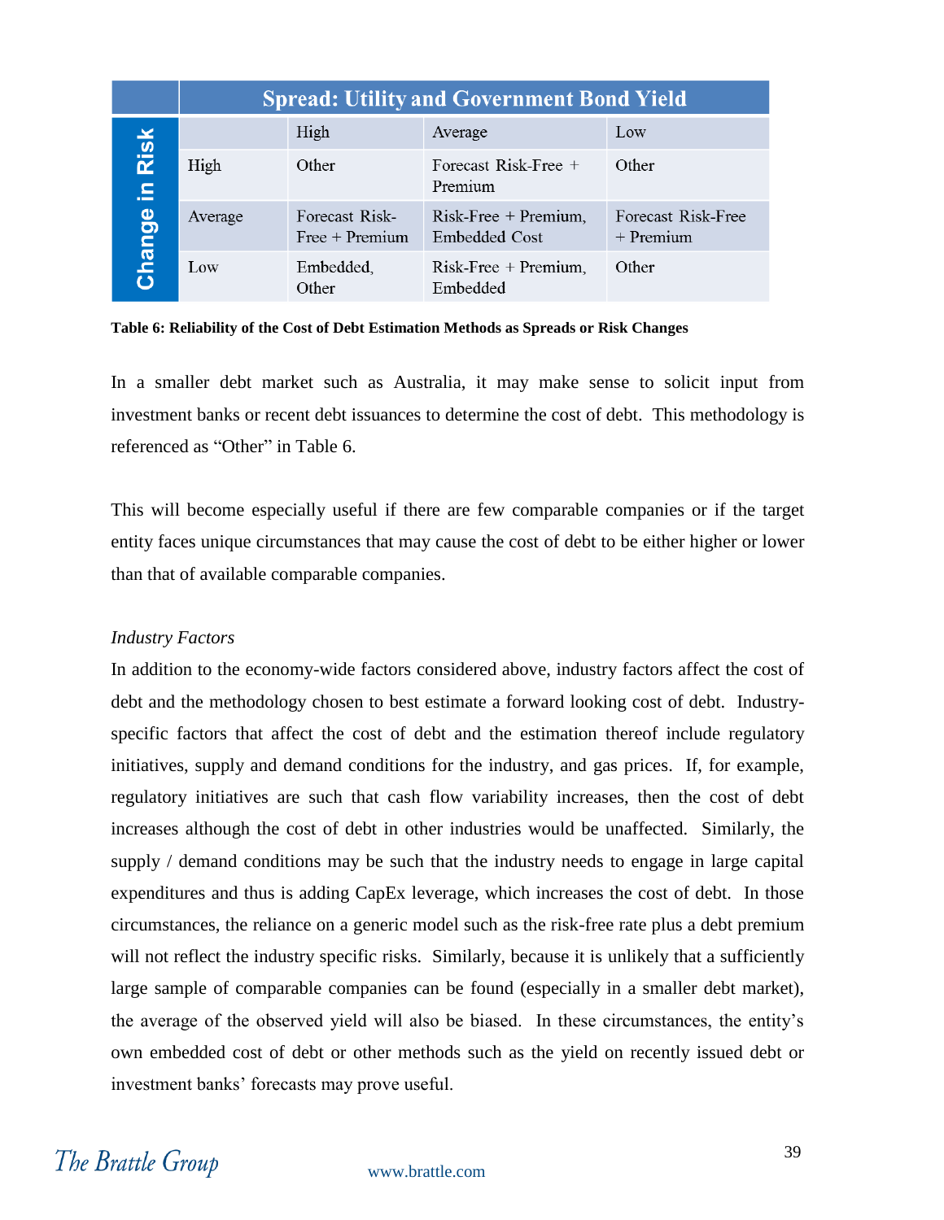| Change in Risk | Spread: Utility and Government Bond Yield | | |
|---|---|---|---|
| | High | Average | Low |
| High | Other | Forecast Risk-Free + Premium | Other |
| Average | Forecast Risk-Free + Premium | Risk-Free + Premium, Embedded Cost | Forecast Risk-Free + Premium |
| Low | Embedded, Other | Risk-Free + Premium, Embedded | Other |

**Table 6: Reliability of the Cost of Debt Estimation Methods as Spreads or Risk Changes**

In a smaller debt market such as Australia, it may make sense to solicit input from investment banks or recent debt issuances to determine the cost of debt. This methodology is referenced as "Other" in Table 6.

This will become especially useful if there are few comparable companies or if the target entity faces unique circumstances that may cause the cost of debt to be either higher or lower than that of available comparable companies.

*Industry Factors*

In addition to the economy-wide factors considered above, industry factors affect the cost of debt and the methodology chosen to best estimate a forward looking cost of debt. Industry-specific factors that affect the cost of debt and the estimation thereof include regulatory initiatives, supply and demand conditions for the industry, and gas prices. If, for example, regulatory initiatives are such that cash flow variability increases, then the cost of debt increases although the cost of debt in other industries would be unaffected. Similarly, the supply / demand conditions may be such that the industry needs to engage in large capital expenditures and thus is adding CapEx leverage, which increases the cost of debt. In those circumstances, the reliance on a generic model such as the risk-free rate plus a debt premium will not reflect the industry specific risks. Similarly, because it is unlikely that a sufficiently large sample of comparable companies can be found (especially in a smaller debt market), the average of the observed yield will also be biased. In these circumstances, the entity's own embedded cost of debt or other methods such as the yield on recently issued debt or investment banks' forecasts may prove useful.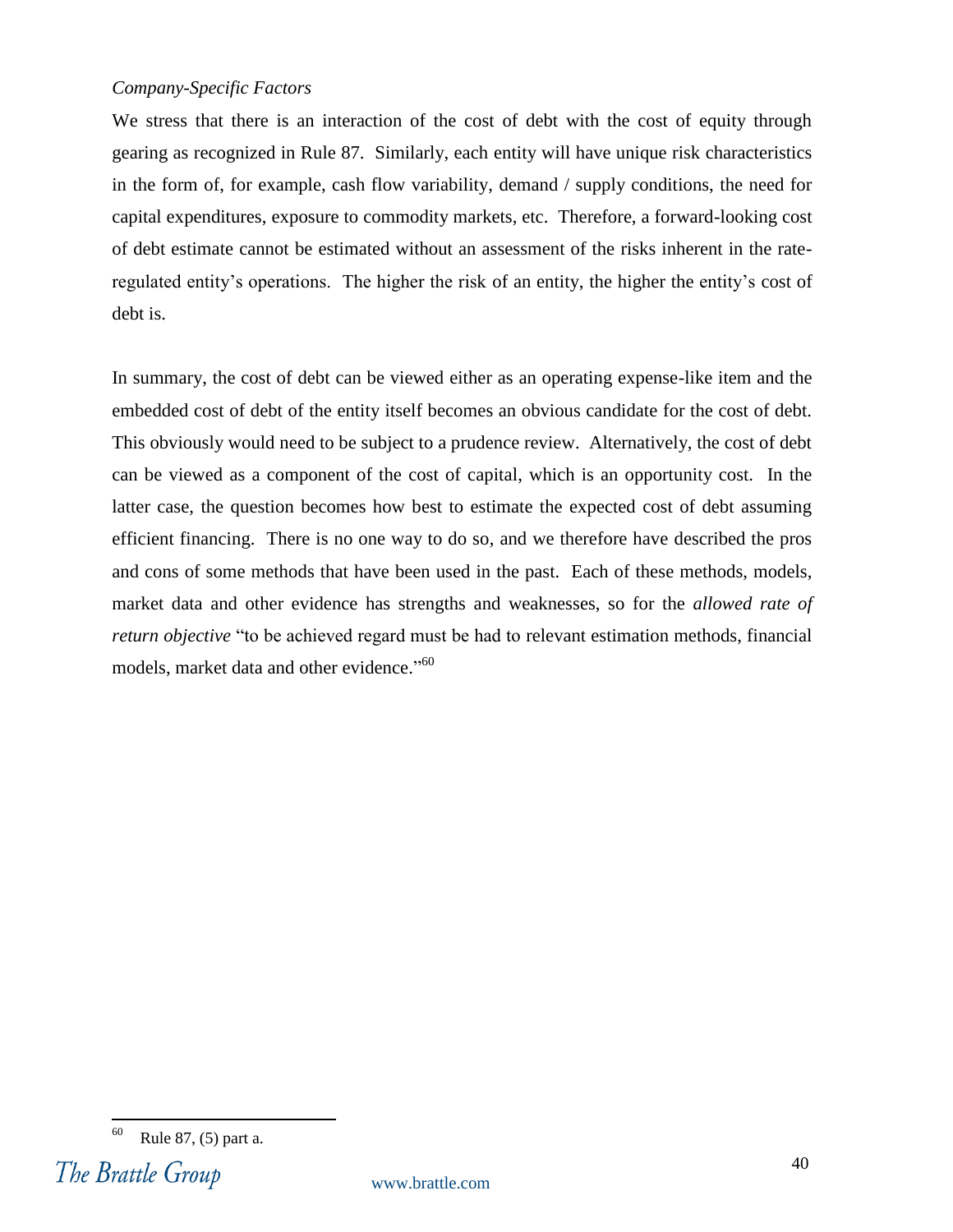*Company-Specific Factors*

We stress that there is an interaction of the cost of debt with the cost of equity through gearing as recognized in Rule 87. Similarly, each entity will have unique risk characteristics in the form of, for example, cash flow variability, demand / supply conditions, the need for capital expenditures, exposure to commodity markets, etc. Therefore, a forward-looking cost of debt estimate cannot be estimated without an assessment of the risks inherent in the rate-regulated entity's operations. The higher the risk of an entity, the higher the entity's cost of debt is.

In summary, the cost of debt can be viewed either as an operating expense-like item and the embedded cost of debt of the entity itself becomes an obvious candidate for the cost of debt. This obviously would need to be subject to a prudence review. Alternatively, the cost of debt can be viewed as a component of the cost of capital, which is an opportunity cost. In the latter case, the question becomes how best to estimate the expected cost of debt assuming efficient financing. There is no one way to do so, and we therefore have described the pros and cons of some methods that have been used in the past. Each of these methods, models, market data and other evidence has strengths and weaknesses, so for the *allowed rate of return objective* "to be achieved regard must be had to relevant estimation methods, financial models, market data and other evidence."[60]

[60] Rule 87, (5) part a.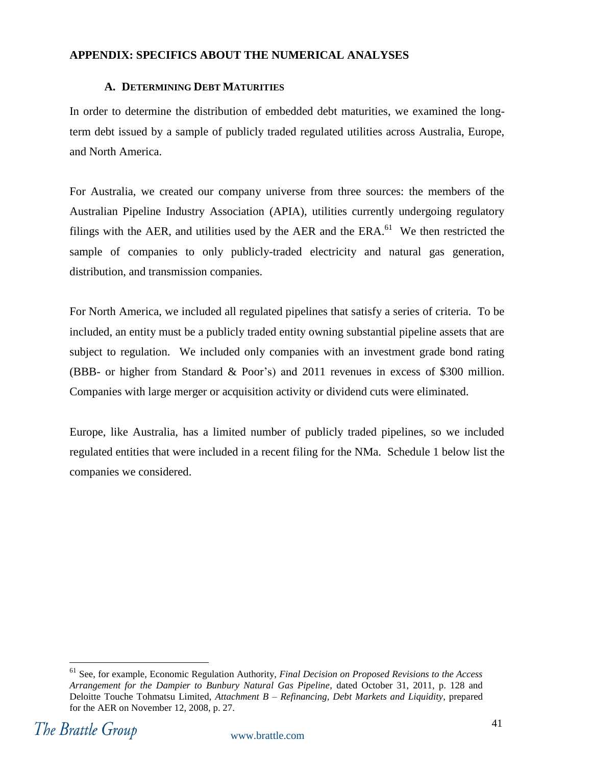## APPENDIX: SPECIFICS ABOUT THE NUMERICAL ANALYSES

### A. DETERMINING DEBT MATURITIES

In order to determine the distribution of embedded debt maturities, we examined the long-term debt issued by a sample of publicly traded regulated utilities across Australia, Europe, and North America.

For Australia, we created our company universe from three sources: the members of the Australian Pipeline Industry Association (APIA), utilities currently undergoing regulatory filings with the AER, and utilities used by the AER and the ERA.[61] We then restricted the sample of companies to only publicly-traded electricity and natural gas generation, distribution, and transmission companies.

For North America, we included all regulated pipelines that satisfy a series of criteria. To be included, an entity must be a publicly traded entity owning substantial pipeline assets that are subject to regulation. We included only companies with an investment grade bond rating (BBB- or higher from Standard & Poor's) and 2011 revenues in excess of $300 million. Companies with large merger or acquisition activity or dividend cuts were eliminated.

Europe, like Australia, has a limited number of publicly traded pipelines, so we included regulated entities that were included in a recent filing for the NMa. Schedule 1 below list the companies we considered.

---

[61] See, for example, Economic Regulation Authority, *Final Decision on Proposed Revisions to the Access Arrangement for the Dampier to Bunbury Natural Gas Pipeline*, dated October 31, 2011, p. 128 and Deloitte Touche Tohmatsu Limited, *Attachment B – Refinancing, Debt Markets and Liquidity*, prepared for the AER on November 12, 2008, p. 27.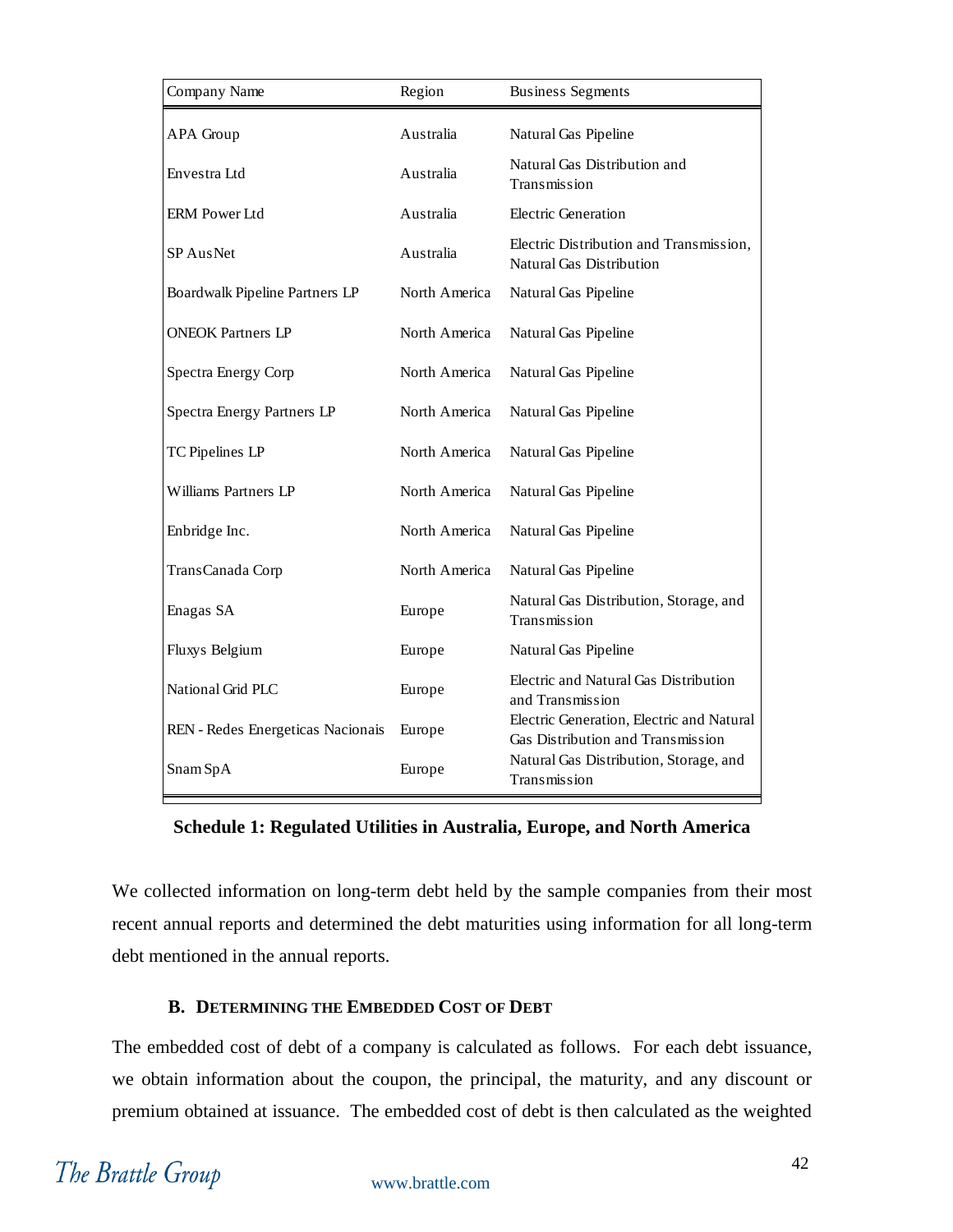| Company Name | Region | Business Segments |
|---|---|---|
| APA Group | Australia | Natural Gas Pipeline |
| Envestra Ltd | Australia | Natural Gas Distribution and Transmission |
| ERM Power Ltd | Australia | Electric Generation |
| SP AusNet | Australia | Electric Distribution and Transmission, Natural Gas Distribution |
| Boardwalk Pipeline Partners LP | North America | Natural Gas Pipeline |
| ONEOK Partners LP | North America | Natural Gas Pipeline |
| Spectra Energy Corp | North America | Natural Gas Pipeline |
| Spectra Energy Partners LP | North America | Natural Gas Pipeline |
| TC Pipelines LP | North America | Natural Gas Pipeline |
| Williams Partners LP | North America | Natural Gas Pipeline |
| Enbridge Inc. | North America | Natural Gas Pipeline |
| TransCanada Corp | North America | Natural Gas Pipeline |
| Enagas SA | Europe | Natural Gas Distribution, Storage, and Transmission |
| Fluxys Belgium | Europe | Natural Gas Pipeline |
| National Grid PLC | Europe | Electric and Natural Gas Distribution and Transmission |
| REN - Redes Energeticas Nacionais | Europe | Electric Generation, Electric and Natural Gas Distribution and Transmission |
| Snam SpA | Europe | Natural Gas Distribution, Storage, and Transmission |

**Schedule 1: Regulated Utilities in Australia, Europe, and North America**

We collected information on long-term debt held by the sample companies from their most recent annual reports and determined the debt maturities using information for all long-term debt mentioned in the annual reports.

### B. Determining the Embedded Cost of Debt

The embedded cost of debt of a company is calculated as follows. For each debt issuance, we obtain information about the coupon, the principal, the maturity, and any discount or premium obtained at issuance. The embedded cost of debt is then calculated as the weighted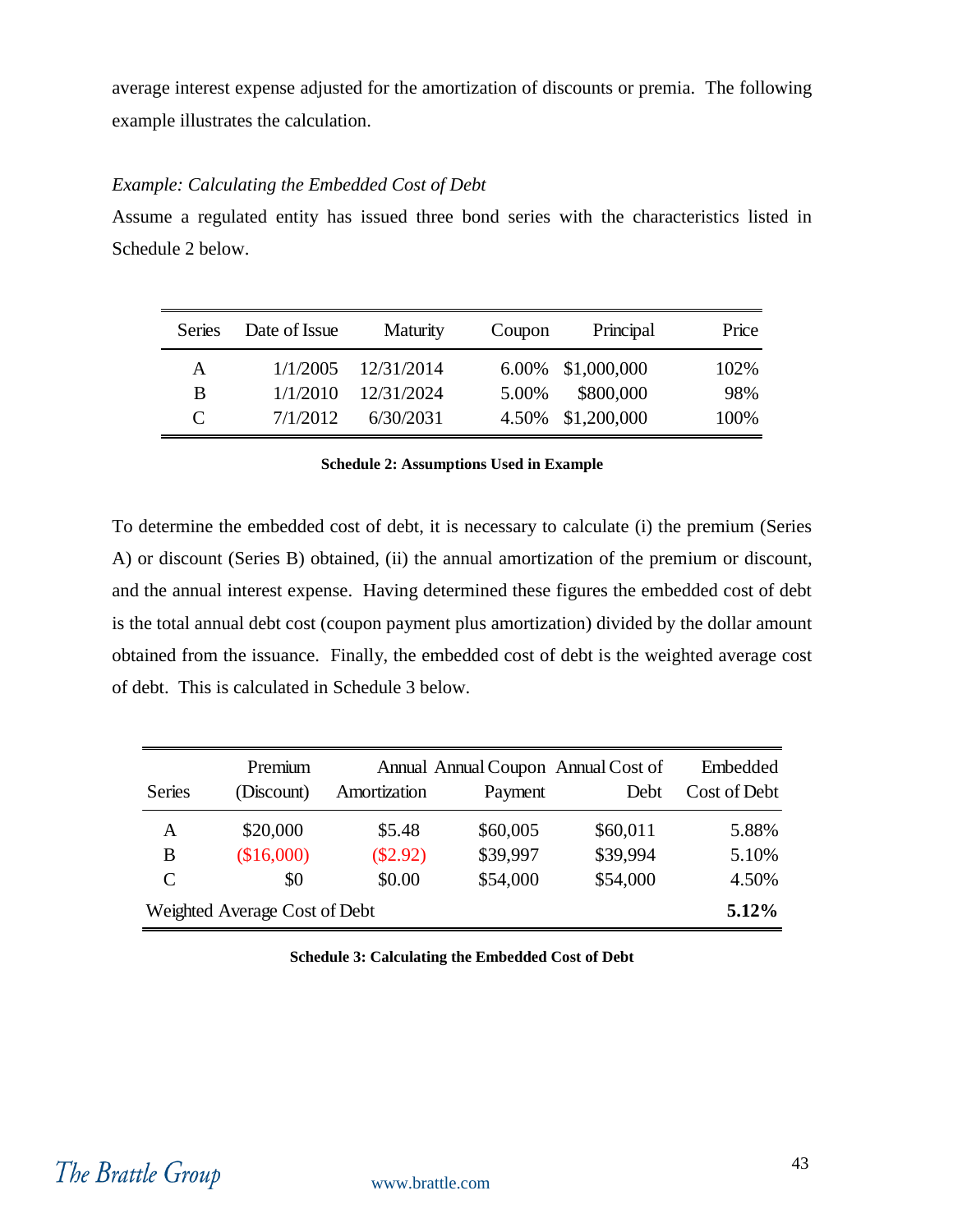average interest expense adjusted for the amortization of discounts or premia. The following example illustrates the calculation.

*Example: Calculating the Embedded Cost of Debt*

Assume a regulated entity has issued three bond series with the characteristics listed in Schedule 2 below.

| Series | Date of Issue | Maturity | Coupon | Principal | Price |
|---|---|---|---|---|---|
| A | 1/1/2005 | 12/31/2014 | 6.00% | $1,000,000 | 102% |
| B | 1/1/2010 | 12/31/2024 | 5.00% | $800,000 | 98% |
| C | 7/1/2012 | 6/30/2031 | 4.50% | $1,200,000 | 100% |

**Schedule 2: Assumptions Used in Example**

To determine the embedded cost of debt, it is necessary to calculate (i) the premium (Series A) or discount (Series B) obtained, (ii) the annual amortization of the premium or discount, and the annual interest expense. Having determined these figures the embedded cost of debt is the total annual debt cost (coupon payment plus amortization) divided by the dollar amount obtained from the issuance. Finally, the embedded cost of debt is the weighted average cost of debt. This is calculated in Schedule 3 below.

| Series | Premium (Discount) | Annual Amortization | Annual Coupon Payment | Annual Cost of Debt | Embedded Cost of Debt |
|---|---|---|---|---|---|
| A | $20,000 | $5.48 | $60,005 | $60,011 | 5.88% |
| B | ($16,000) | ($2.92) | $39,997 | $39,994 | 5.10% |
| C | $0 | $0.00 | $54,000 | $54,000 | 4.50% |
| Weighted Average Cost of Debt | | | | | **5.12%** |

**Schedule 3: Calculating the Embedded Cost of Debt**